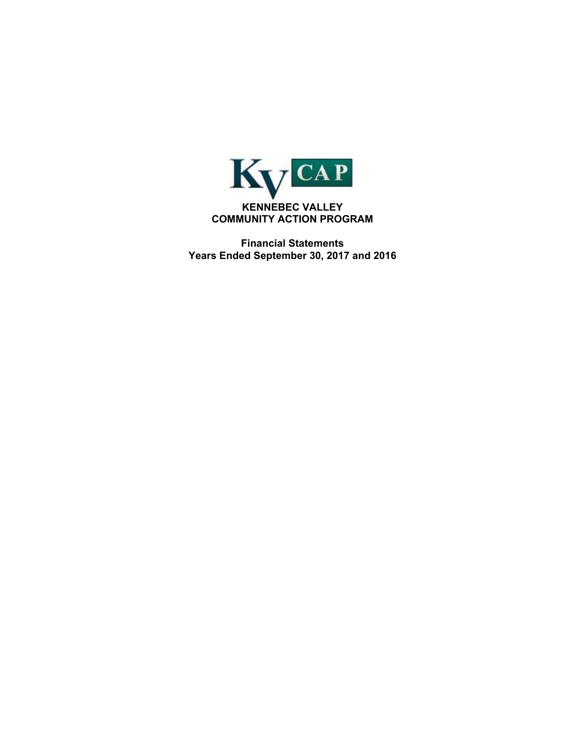KV CAP

# KENNEBEC VALLEY COMMUNITY ACTION PROGRAM

## Financial Statements
## Years Ended September 30, 2017 and 2016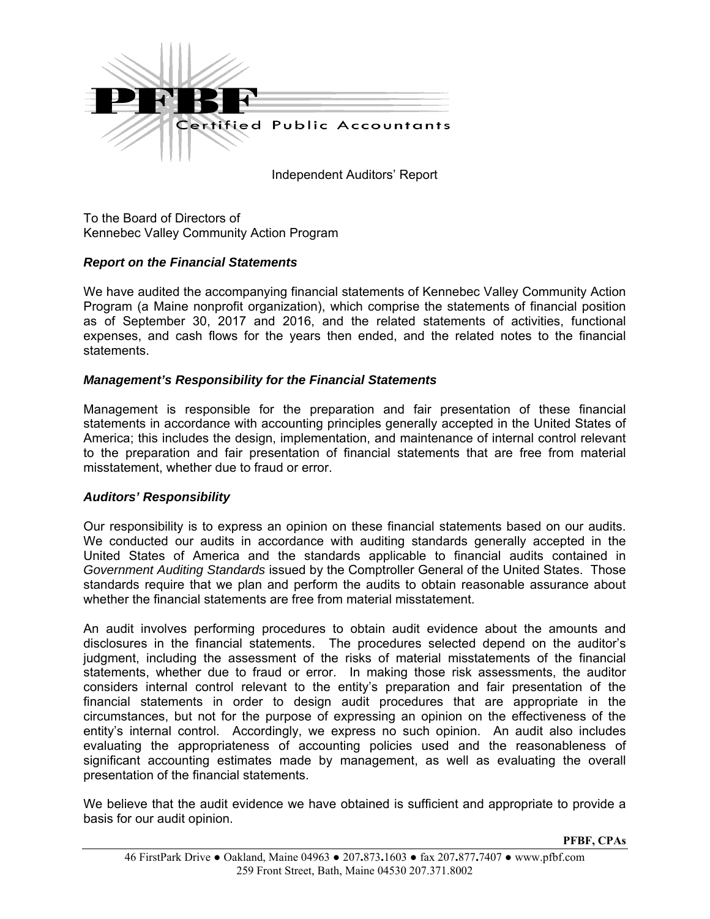PFBF Certified Public Accountants

Independent Auditors' Report

To the Board of Directors of
Kennebec Valley Community Action Program

***Report on the Financial Statements***

We have audited the accompanying financial statements of Kennebec Valley Community Action Program (a Maine nonprofit organization), which comprise the statements of financial position as of September 30, 2017 and 2016, and the related statements of activities, functional expenses, and cash flows for the years then ended, and the related notes to the financial statements.

***Management's Responsibility for the Financial Statements***

Management is responsible for the preparation and fair presentation of these financial statements in accordance with accounting principles generally accepted in the United States of America; this includes the design, implementation, and maintenance of internal control relevant to the preparation and fair presentation of financial statements that are free from material misstatement, whether due to fraud or error.

***Auditors' Responsibility***

Our responsibility is to express an opinion on these financial statements based on our audits. We conducted our audits in accordance with auditing standards generally accepted in the United States of America and the standards applicable to financial audits contained in *Government Auditing Standards* issued by the Comptroller General of the United States. Those standards require that we plan and perform the audits to obtain reasonable assurance about whether the financial statements are free from material misstatement.

An audit involves performing procedures to obtain audit evidence about the amounts and disclosures in the financial statements. The procedures selected depend on the auditor's judgment, including the assessment of the risks of material misstatements of the financial statements, whether due to fraud or error. In making those risk assessments, the auditor considers internal control relevant to the entity's preparation and fair presentation of the financial statements in order to design audit procedures that are appropriate in the circumstances, but not for the purpose of expressing an opinion on the effectiveness of the entity's internal control. Accordingly, we express no such opinion. An audit also includes evaluating the appropriateness of accounting policies used and the reasonableness of significant accounting estimates made by management, as well as evaluating the overall presentation of the financial statements.

We believe that the audit evidence we have obtained is sufficient and appropriate to provide a basis for our audit opinion.

**PFBF, CPAs**

46 FirstPark Drive ● Oakland, Maine 04963 ● 207.873.1603 ● fax 207.877.7407 ● www.pfbf.com
259 Front Street, Bath, Maine 04530 207.371.8002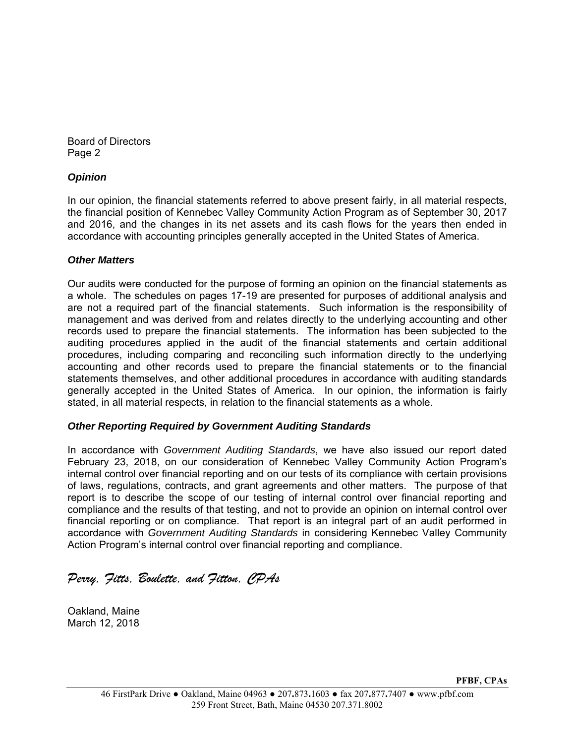Board of Directors
Page 2

### *Opinion*

In our opinion, the financial statements referred to above present fairly, in all material respects, the financial position of Kennebec Valley Community Action Program as of September 30, 2017 and 2016, and the changes in its net assets and its cash flows for the years then ended in accordance with accounting principles generally accepted in the United States of America.

### *Other Matters*

Our audits were conducted for the purpose of forming an opinion on the financial statements as a whole. The schedules on pages 17-19 are presented for purposes of additional analysis and are not a required part of the financial statements. Such information is the responsibility of management and was derived from and relates directly to the underlying accounting and other records used to prepare the financial statements. The information has been subjected to the auditing procedures applied in the audit of the financial statements and certain additional procedures, including comparing and reconciling such information directly to the underlying accounting and other records used to prepare the financial statements or to the financial statements themselves, and other additional procedures in accordance with auditing standards generally accepted in the United States of America. In our opinion, the information is fairly stated, in all material respects, in relation to the financial statements as a whole.

### *Other Reporting Required by Government Auditing Standards*

In accordance with *Government Auditing Standards*, we have also issued our report dated February 23, 2018, on our consideration of Kennebec Valley Community Action Program's internal control over financial reporting and on our tests of its compliance with certain provisions of laws, regulations, contracts, and grant agreements and other matters. The purpose of that report is to describe the scope of our testing of internal control over financial reporting and compliance and the results of that testing, and not to provide an opinion on internal control over financial reporting or on compliance. That report is an integral part of an audit performed in accordance with *Government Auditing Standards* in considering Kennebec Valley Community Action Program's internal control over financial reporting and compliance.

*Perry, Fitts, Boulette, and Fitton, CPAs*

Oakland, Maine
March 12, 2018

**PFBF, CPAs**

46 FirstPark Drive ● Oakland, Maine 04963 ● 207.873.1603 ● fax 207.877.7407 ● www.pfbf.com
259 Front Street, Bath, Maine 04530 207.371.8002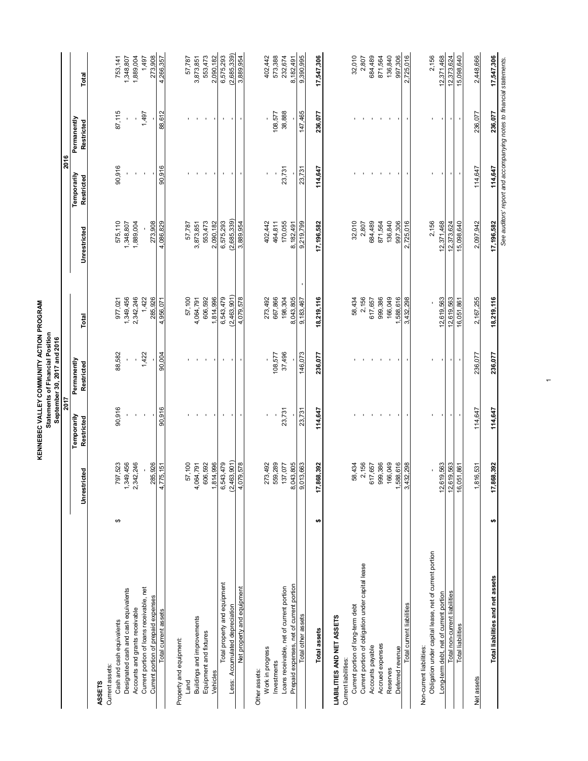# KENNEBEC VALLEY COMMUNITY ACTION PROGRAM

## Statements of Financial Position

### September 30, 2017 and 2016

| | 2017 | | | | 2016 | | | |
|---|---|---|---|---|---|---|---|---|
| | Unrestricted | Temporarily Restricted | Permanently Restricted | Total | Unrestricted | Temporarily Restricted | Permanently Restricted | Total |
| **ASSETS** | | | | | | | | |
| Current assets: | | | | | | | | |
| Cash and cash equivalents | $ 797,523 | 90,916 | 88,582 | 977,021 | 575,110 | 90,916 | 87,115 | 753,141 |
| Designated cash and cash equivalents | 1,349,456 | - | - | 1,349,456 | 1,348,807 | - | - | 1,348,807 |
| Accounts and grants receivable | 2,342,246 | - | - | 2,342,246 | 1,889,004 | - | - | 1,889,004 |
| Current portion of loans receivable, net | - | - | 1,422 | 1,422 | - | - | 1,497 | 1,497 |
| Current portion of prepaid expenses | 285,926 | - | - | 285,926 | 273,908 | - | - | 273,908 |
| Total current assets | 4,775,151 | 90,916 | 90,004 | 4,956,071 | 4,086,829 | 90,916 | 88,612 | 4,266,357 |
| Property and equipment: | | | | | | | | |
| Land | 57,100 | - | - | 57,100 | 57,787 | - | - | 57,787 |
| Buildings and improvements | 4,064,791 | - | - | 4,064,791 | 3,873,851 | - | - | 3,873,851 |
| Equipment and fixtures | 606,592 | - | - | 606,592 | 553,473 | - | - | 553,473 |
| Vehicles | 1,814,996 | - | - | 1,814,996 | 2,090,182 | - | - | 2,090,182 |
| Total property and equipment | 6,543,479 | - | - | 6,543,479 | 6,575,293 | - | - | 6,575,293 |
| Less: Accumulated depreciation | (2,463,901) | - | - | (2,463,901) | (2,685,339) | - | - | (2,685,339) |
| Net property and equipment | 4,079,578 | - | - | 4,079,578 | 3,889,954 | - | - | 3,889,954 |
| Other assets: | | | | | | | | |
| Work in progress | 273,492 | - | - | 273,492 | 402,442 | - | - | 402,442 |
| Investments | 559,289 | - | 108,577 | 667,866 | 464,811 | - | 108,577 | 573,388 |
| Loans receivable, net of current portion | 137,077 | 23,731 | 37,496 | 198,304 | 170,055 | 23,731 | 38,888 | 232,674 |
| Prepaid expenses, net of current portion | 8,043,805 | - | - | 8,043,805 | 8,182,491 | - | - | 8,182,491 |
| Total other assets | 9,013,663 | 23,731 | 146,073 | 9,183,467 | 9,219,799 | 23,731 | 147,465 | 9,390,995 |
| **Total assets** | $ **17,868,392** | **114,647** | **236,077** | **18,219,116** | **17,196,582** | **114,647** | **236,077** | **17,547,306** |
| **LIABILITIES AND NET ASSETS** | | | | | | | | |
| Current liabilities: | | | | | | | | |
| Current portion of long-term debt | 58,434 | - | - | 58,434 | 32,010 | - | - | 32,010 |
| Current portion of obligation under capital lease | 2,156 | - | - | 2,156 | 2,807 | - | - | 2,807 |
| Accounts payable | 617,657 | - | - | 617,657 | 684,489 | - | - | 684,489 |
| Accrued expenses | 999,386 | - | - | 999,386 | 871,564 | - | - | 871,564 |
| Reserves | 166,049 | - | - | 166,049 | 136,840 | - | - | 136,840 |
| Deferred revenue | 1,588,616 | - | - | 1,588,616 | 997,306 | - | - | 997,306 |
| Total current liabilities | 3,432,298 | - | - | 3,432,298 | 2,725,016 | - | - | 2,725,016 |
| Non-current liabilities: | | | | | | | | |
| Obligation under capital lease, net of current portion | - | - | - | - | 2,156 | - | - | 2,156 |
| Long-term debt, net of current portion | 12,619,563 | - | - | 12,619,563 | 12,371,468 | - | - | 12,371,468 |
| Total non-current liabilities | 12,619,563 | - | - | 12,619,563 | 12,373,624 | - | - | 12,373,624 |
| Total liabilities | 16,051,861 | - | - | 16,051,861 | 15,098,640 | - | - | 15,098,640 |
| Net assets | 1,816,531 | 114,647 | 236,077 | 2,167,255 | 2,097,942 | 114,647 | 236,077 | 2,448,666 |
| **Total liabilities and net assets** | $ **17,868,392** | **114,647** | **236,077** | **18,219,116** | **17,196,582** | **114,647** | **236,077** | **17,547,306** |

*See auditors' report and accompanying notes to financial statements.*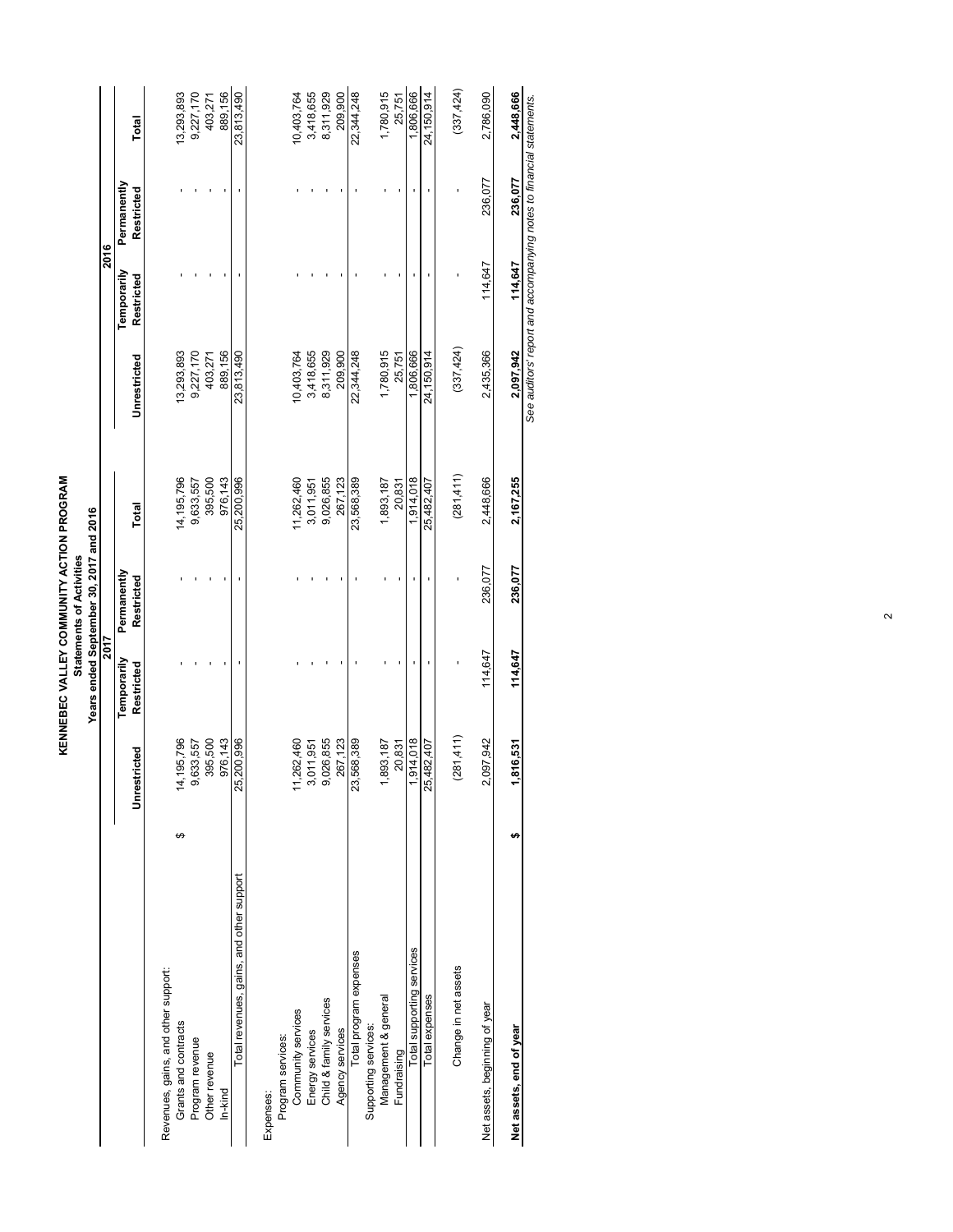# KENNEBEC VALLEY COMMUNITY ACTION PROGRAM

## Statements of Activities

### Years ended September 30, 2017 and 2016

| | 2017 | | | | 2016 | | | |
|---|---|---|---|---|---|---|---|---|
| | Unrestricted | Temporarily Restricted | Permanently Restricted | Total | Unrestricted | Temporarily Restricted | Permanently Restricted | Total |
| Revenues, gains, and other support: | | | | | | | | |
| Grants and contracts | $ 14,195,796 | - | - | 14,195,796 | 13,293,893 | - | - | 13,293,893 |
| Program revenue | 9,633,557 | - | - | 9,633,557 | 9,227,170 | - | - | 9,227,170 |
| Other revenue | 395,500 | - | - | 395,500 | 403,271 | - | - | 403,271 |
| In-kind | 976,143 | - | - | 976,143 | 889,156 | - | - | 889,156 |
| Total revenues, gains, and other support | 25,200,996 | - | - | 25,200,996 | 23,813,490 | - | - | 23,813,490 |
| Expenses: | | | | | | | | |
| Program services: | | | | | | | | |
| Community services | 11,262,460 | - | - | 11,262,460 | 10,403,764 | - | - | 10,403,764 |
| Energy services | 3,011,951 | - | - | 3,011,951 | 3,418,655 | - | - | 3,418,655 |
| Child & family services | 9,026,855 | - | - | 9,026,855 | 8,311,929 | - | - | 8,311,929 |
| Agency services | 267,123 | - | - | 267,123 | 209,900 | - | - | 209,900 |
| Total program expenses | 23,568,389 | - | - | 23,568,389 | 22,344,248 | - | - | 22,344,248 |
| Supporting services: | | | | | | | | |
| Management & general | 1,893,187 | - | - | 1,893,187 | 1,780,915 | - | - | 1,780,915 |
| Fundraising | 20,831 | - | - | 20,831 | 25,751 | - | - | 25,751 |
| Total supporting services | 1,914,018 | - | - | 1,914,018 | 1,806,666 | - | - | 1,806,666 |
| Total expenses | 25,482,407 | - | - | 25,482,407 | 24,150,914 | - | - | 24,150,914 |
| Change in net assets | (281,411) | - | - | (281,411) | (337,424) | - | - | (337,424) |
| Net assets, beginning of year | 2,097,942 | 114,647 | 236,077 | 2,448,666 | 2,435,366 | 114,647 | 236,077 | 2,786,090 |
| **Net assets, end of year** | **$ 1,816,531** | **114,647** | **236,077** | **2,167,255** | **2,097,942** | **114,647** | **236,077** | **2,448,666** |

*See auditors' report and accompanying notes to financial statements.*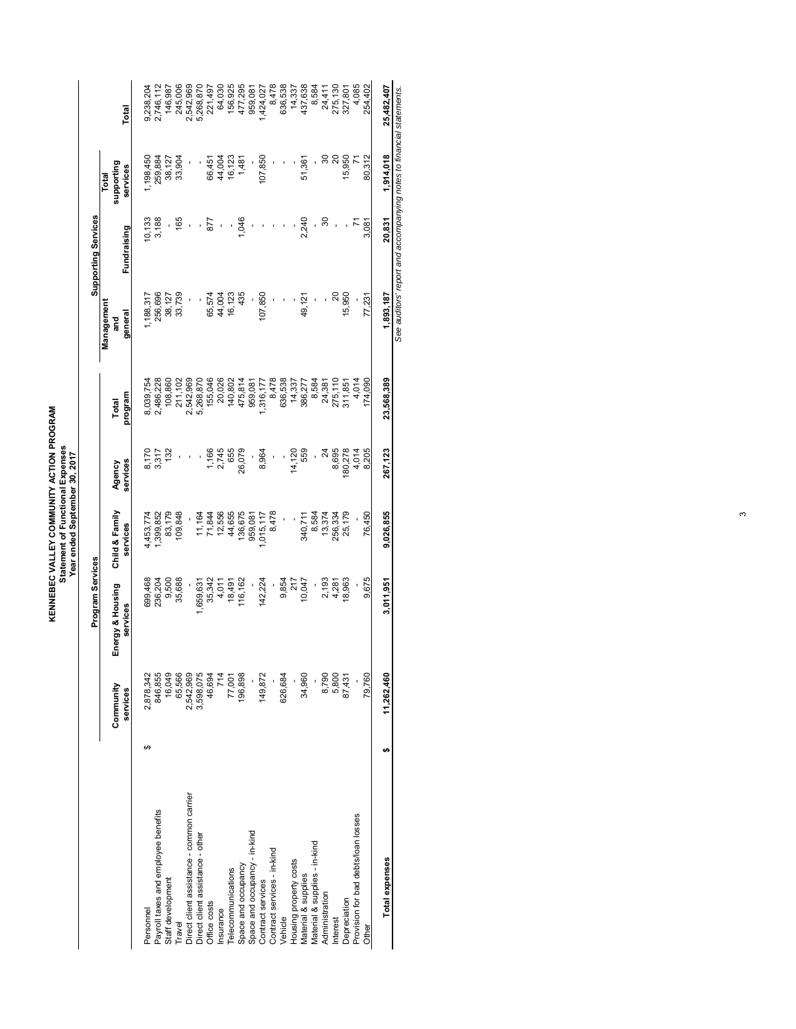# KENNEBEC VALLEY COMMUNITY ACTION PROGRAM
## Statement of Functional Expenses
### Year ended September 30, 2017

| | Program Services | | | | | Supporting Services | | | |
|---|---|---|---|---|---|---|---|---|---|
| | Community services | Energy & Housing services | Child & Family services | Agency services | Total program | Management and general | Fundraising | Total supporting services | Total |
| Personnel | $ 2,878,342 | 699,468 | 4,453,774 | 8,170 | 8,039,754 | 1,188,317 | 10,133 | 1,198,450 | 9,238,204 |
| Payroll taxes and employee benefits | 846,855 | 236,204 | 1,399,852 | 3,317 | 2,486,228 | 256,696 | 3,188 | 259,884 | 2,746,112 |
| Staff development | 16,049 | 9,500 | 83,179 | 132 | 108,860 | 38,127 | - | 38,127 | 146,987 |
| Travel | 65,566 | 35,688 | 109,848 | - | 211,102 | 33,739 | 165 | 33,904 | 245,006 |
| Direct client assistance - common carrier | 2,542,969 | - | - | - | 2,542,969 | - | - | - | 2,542,969 |
| Direct client assistance - other | 3,598,075 | 1,659,631 | 11,164 | - | 5,268,870 | - | - | - | 5,268,870 |
| Office costs | 46,694 | 35,342 | 71,844 | 1,166 | 155,046 | 65,574 | 877 | 66,451 | 221,497 |
| Insurance | 714 | 4,011 | 12,556 | 2,745 | 20,026 | 44,004 | - | 44,004 | 64,030 |
| Telecommunications | 77,001 | 18,491 | 44,655 | 655 | 140,802 | 16,123 | - | 16,123 | 156,925 |
| Space and occupancy | 196,898 | 116,162 | 136,675 | 26,079 | 475,814 | 435 | 1,046 | 1,481 | 477,295 |
| Space and occupancy - in-kind | - | - | 959,081 | - | 959,081 | - | - | - | 959,081 |
| Contract services | 149,872 | 142,224 | 1,015,117 | 8,964 | 1,316,177 | 107,850 | - | 107,850 | 1,424,027 |
| Contract services - in-kind | - | - | 8,478 | - | 8,478 | - | - | - | 8,478 |
| Vehicle | 626,684 | 9,854 | - | - | 636,538 | - | - | - | 636,538 |
| Housing property costs | - | 217 | - | 14,120 | 14,337 | - | - | - | 14,337 |
| Material & supplies | 34,960 | 10,047 | 340,711 | 559 | 386,277 | 49,121 | 2,240 | 51,361 | 437,638 |
| Material & supplies - in-kind | - | - | 8,584 | - | 8,584 | - | - | - | 8,584 |
| Administration | 8,790 | 2,193 | 13,374 | 24 | 24,381 | - | 30 | 30 | 24,411 |
| Interest | 5,800 | 4,281 | 256,334 | 8,695 | 275,110 | 20 | - | 20 | 275,130 |
| Depreciation | 87,431 | 18,963 | 25,179 | 180,278 | 311,851 | 15,950 | - | 15,950 | 327,801 |
| Provision for bad debts/loan losses | - | - | - | 4,014 | 4,014 | - | 71 | 71 | 4,085 |
| Other | 79,760 | 9,675 | 76,450 | 8,205 | 174,090 | 77,231 | 3,081 | 80,312 | 254,402 |
| **Total expenses** | $ 11,262,460 | 3,011,951 | 9,026,855 | 267,123 | 23,568,389 | 1,893,187 | 20,831 | 1,914,018 | 25,482,407 |

*See auditors' report and accompanying notes to financial statements.*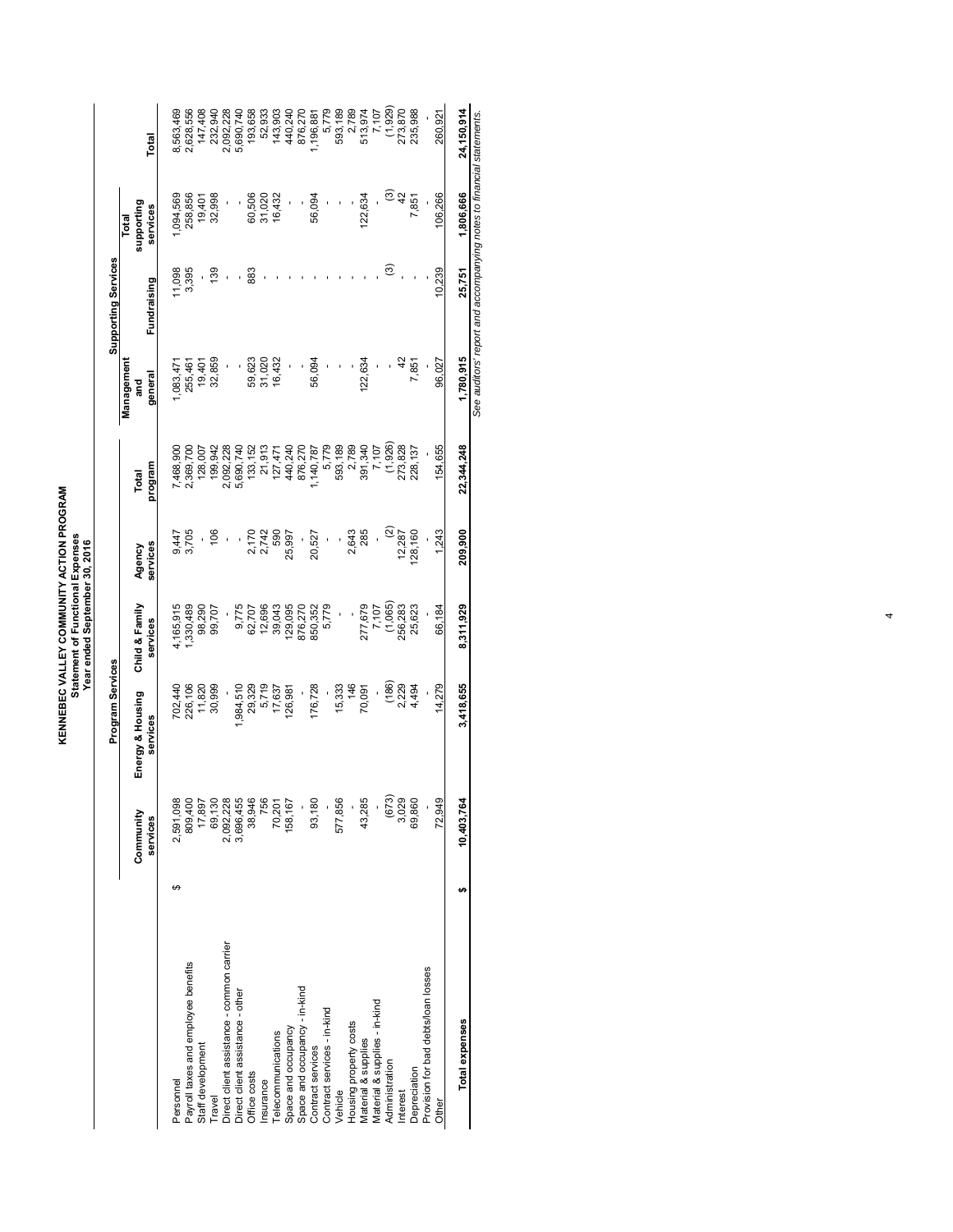# KENNEBEC VALLEY COMMUNITY ACTION PROGRAM

## Statement of Functional Expenses

### Year ended September 30, 2016

| | Program Services | | | | | Supporting Services | | | |
|---|---|---|---|---|---|---|---|---|---|
| | Community services | Energy & Housing services | Child & Family services | Agency services | Total program | Management and general | Fundraising | Total supporting services | Total |
| Personnel | $ 2,591,098 | 702,440 | 4,165,915 | 9,447 | 7,468,900 | 1,083,471 | 11,098 | 1,094,569 | 8,563,469 |
| Payroll taxes and employee benefits | 809,400 | 226,106 | 1,330,489 | 3,705 | 2,369,700 | 255,461 | 3,395 | 258,856 | 2,628,556 |
| Staff development | 17,897 | 11,820 | 98,290 | - | 128,007 | 19,401 | - | 19,401 | 147,408 |
| Travel | 69,130 | 30,999 | 99,707 | 106 | 199,942 | 32,859 | 139 | 32,998 | 232,940 |
| Direct client assistance - common carrier | 2,092,228 | - | - | - | 2,092,228 | - | - | - | 2,092,228 |
| Direct client assistance - other | 3,696,455 | 1,984,510 | 9,775 | - | 5,690,740 | - | - | - | 5,690,740 |
| Office costs | 38,946 | 29,329 | 62,707 | 2,170 | 133,152 | 59,623 | 883 | 60,506 | 193,658 |
| Insurance | 756 | 5,719 | 12,696 | 2,742 | 21,913 | 31,020 | - | 31,020 | 52,933 |
| Telecommunications | 70,201 | 17,637 | 39,043 | 590 | 127,471 | 16,432 | - | 16,432 | 143,903 |
| Space and occupancy | 158,167 | 126,981 | 129,095 | 25,997 | 440,240 | - | - | - | 440,240 |
| Space and occupancy - in-kind | - | - | 876,270 | - | 876,270 | - | - | - | 876,270 |
| Contract services | 93,180 | 176,728 | 850,352 | 20,527 | 1,140,787 | 56,094 | - | 56,094 | 1,196,881 |
| Contract services - in-kind | - | - | 5,779 | - | 5,779 | - | - | - | 5,779 |
| Vehicle | 577,856 | 15,333 | - | - | 593,189 | - | - | - | 593,189 |
| Housing property costs | - | 146 | - | 2,643 | 2,789 | - | - | - | 2,789 |
| Material & supplies | 43,285 | 70,091 | 277,679 | 285 | 391,340 | 122,634 | - | 122,634 | 513,974 |
| Material & supplies - in-kind | - | - | 7,107 | - | 7,107 | - | - | - | 7,107 |
| Administration | (673) | (186) | (1,065) | (2) | (1,926) | - | (3) | (3) | (1,929) |
| Interest | 3,029 | 2,229 | 256,283 | 12,287 | 273,828 | 42 | - | 42 | 273,870 |
| Depreciation | 69,860 | 4,494 | 25,623 | 128,160 | 228,137 | 7,851 | - | 7,851 | 235,988 |
| Provision for bad debts/loan losses | - | - | - | - | - | - | - | - | - |
| Other | 72,949 | 14,279 | 66,184 | 1,243 | 154,655 | 96,027 | 10,239 | 106,266 | 260,921 |
| **Total expenses** | **$ 10,403,764** | **3,418,655** | **8,311,929** | **209,900** | **22,344,248** | **1,780,915** | **25,751** | **1,806,666** | **24,150,914** |

*See auditors' report and accompanying notes to financial statements.*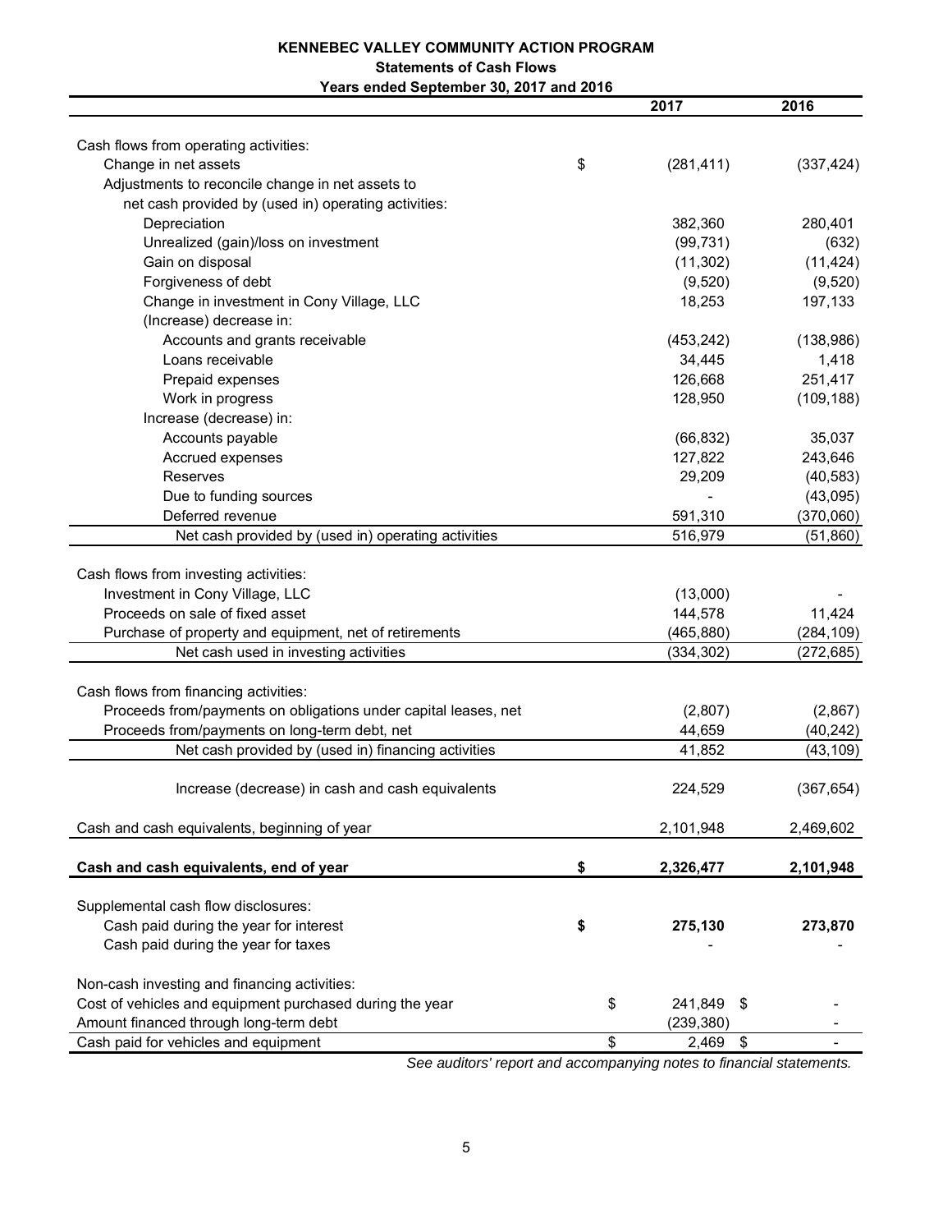**KENNEBEC VALLEY COMMUNITY ACTION PROGRAM**

**Statements of Cash Flows**

**Years ended September 30, 2017 and 2016**

| | 2017 | 2016 |
|---|---|---|
| Cash flows from operating activities: | | |
| Change in net assets | $ (281,411) | (337,424) |
| Adjustments to reconcile change in net assets to net cash provided by (used in) operating activities: | | |
| Depreciation | 382,360 | 280,401 |
| Unrealized (gain)/loss on investment | (99,731) | (632) |
| Gain on disposal | (11,302) | (11,424) |
| Forgiveness of debt | (9,520) | (9,520) |
| Change in investment in Cony Village, LLC | 18,253 | 197,133 |
| (Increase) decrease in: | | |
| Accounts and grants receivable | (453,242) | (138,986) |
| Loans receivable | 34,445 | 1,418 |
| Prepaid expenses | 126,668 | 251,417 |
| Work in progress | 128,950 | (109,188) |
| Increase (decrease) in: | | |
| Accounts payable | (66,832) | 35,037 |
| Accrued expenses | 127,822 | 243,646 |
| Reserves | 29,209 | (40,583) |
| Due to funding sources | - | (43,095) |
| Deferred revenue | 591,310 | (370,060) |
| Net cash provided by (used in) operating activities | 516,979 | (51,860) |
| Cash flows from investing activities: | | |
| Investment in Cony Village, LLC | (13,000) | - |
| Proceeds on sale of fixed asset | 144,578 | 11,424 |
| Purchase of property and equipment, net of retirements | (465,880) | (284,109) |
| Net cash used in investing activities | (334,302) | (272,685) |
| Cash flows from financing activities: | | |
| Proceeds from/payments on obligations under capital leases, net | (2,807) | (2,867) |
| Proceeds from/payments on long-term debt, net | 44,659 | (40,242) |
| Net cash provided by (used in) financing activities | 41,852 | (43,109) |
| Increase (decrease) in cash and cash equivalents | 224,529 | (367,654) |
| Cash and cash equivalents, beginning of year | 2,101,948 | 2,469,602 |
| **Cash and cash equivalents, end of year** | **$ 2,326,477** | **2,101,948** |
| Supplemental cash flow disclosures: | | |
| Cash paid during the year for interest | **$ 275,130** | **273,870** |
| Cash paid during the year for taxes | - | - |
| Non-cash investing and financing activities: | | |
| Cost of vehicles and equipment purchased during the year | $ 241,849 | $ - |
| Amount financed through long-term debt | (239,380) | - |
| Cash paid for vehicles and equipment | $ 2,469 | $ - |

*See auditors' report and accompanying notes to financial statements.*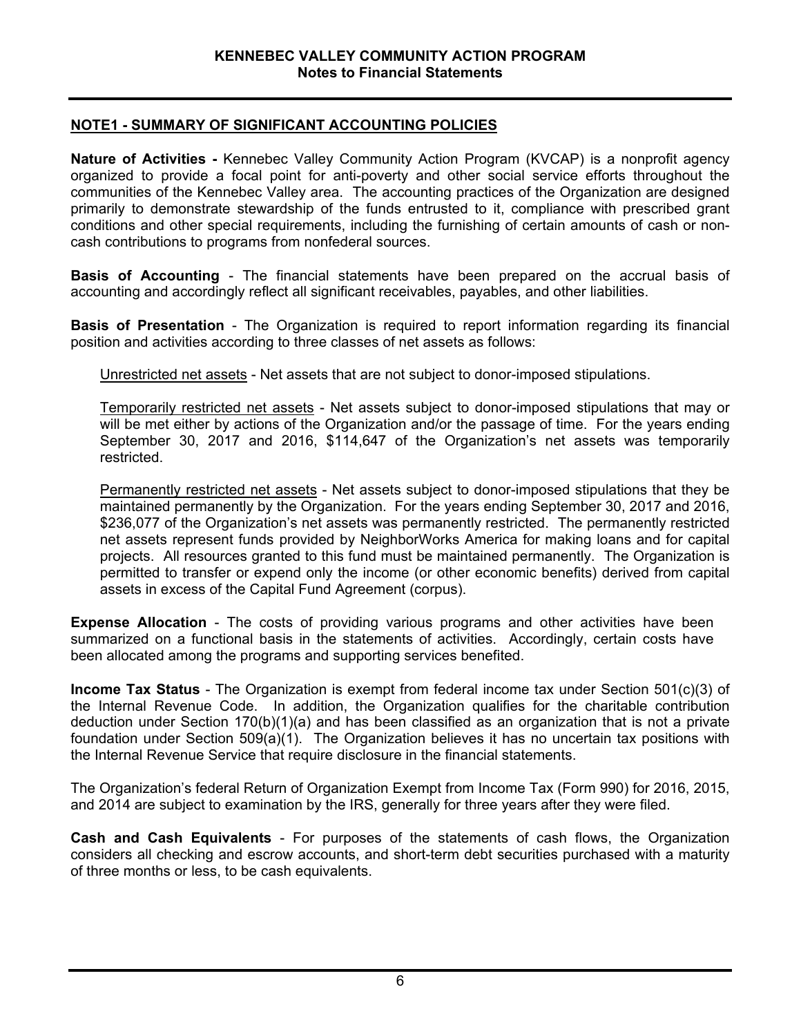**KENNEBEC VALLEY COMMUNITY ACTION PROGRAM**
**Notes to Financial Statements**

## NOTE1 - SUMMARY OF SIGNIFICANT ACCOUNTING POLICIES

**Nature of Activities -** Kennebec Valley Community Action Program (KVCAP) is a nonprofit agency organized to provide a focal point for anti-poverty and other social service efforts throughout the communities of the Kennebec Valley area. The accounting practices of the Organization are designed primarily to demonstrate stewardship of the funds entrusted to it, compliance with prescribed grant conditions and other special requirements, including the furnishing of certain amounts of cash or non-cash contributions to programs from nonfederal sources.

**Basis of Accounting** - The financial statements have been prepared on the accrual basis of accounting and accordingly reflect all significant receivables, payables, and other liabilities.

**Basis of Presentation** - The Organization is required to report information regarding its financial position and activities according to three classes of net assets as follows:

Unrestricted net assets - Net assets that are not subject to donor-imposed stipulations.

Temporarily restricted net assets - Net assets subject to donor-imposed stipulations that may or will be met either by actions of the Organization and/or the passage of time. For the years ending September 30, 2017 and 2016, $114,647 of the Organization's net assets was temporarily restricted.

Permanently restricted net assets - Net assets subject to donor-imposed stipulations that they be maintained permanently by the Organization. For the years ending September 30, 2017 and 2016, $236,077 of the Organization's net assets was permanently restricted. The permanently restricted net assets represent funds provided by NeighborWorks America for making loans and for capital projects. All resources granted to this fund must be maintained permanently. The Organization is permitted to transfer or expend only the income (or other economic benefits) derived from capital assets in excess of the Capital Fund Agreement (corpus).

**Expense Allocation** - The costs of providing various programs and other activities have been summarized on a functional basis in the statements of activities. Accordingly, certain costs have been allocated among the programs and supporting services benefited.

**Income Tax Status** - The Organization is exempt from federal income tax under Section 501(c)(3) of the Internal Revenue Code. In addition, the Organization qualifies for the charitable contribution deduction under Section 170(b)(1)(a) and has been classified as an organization that is not a private foundation under Section 509(a)(1). The Organization believes it has no uncertain tax positions with the Internal Revenue Service that require disclosure in the financial statements.

The Organization's federal Return of Organization Exempt from Income Tax (Form 990) for 2016, 2015, and 2014 are subject to examination by the IRS, generally for three years after they were filed.

**Cash and Cash Equivalents** - For purposes of the statements of cash flows, the Organization considers all checking and escrow accounts, and short-term debt securities purchased with a maturity of three months or less, to be cash equivalents.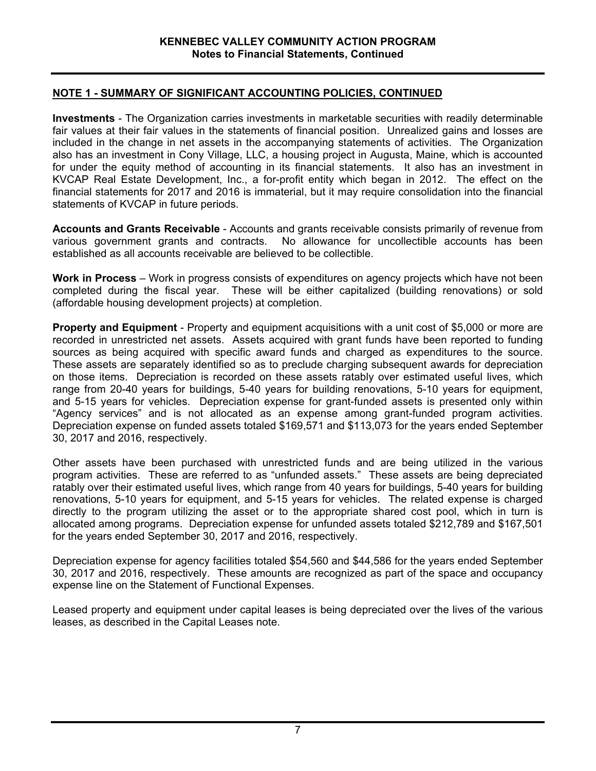## NOTE 1 - SUMMARY OF SIGNIFICANT ACCOUNTING POLICIES, CONTINUED

**Investments** - The Organization carries investments in marketable securities with readily determinable fair values at their fair values in the statements of financial position. Unrealized gains and losses are included in the change in net assets in the accompanying statements of activities. The Organization also has an investment in Cony Village, LLC, a housing project in Augusta, Maine, which is accounted for under the equity method of accounting in its financial statements. It also has an investment in KVCAP Real Estate Development, Inc., a for-profit entity which began in 2012. The effect on the financial statements for 2017 and 2016 is immaterial, but it may require consolidation into the financial statements of KVCAP in future periods.

**Accounts and Grants Receivable** - Accounts and grants receivable consists primarily of revenue from various government grants and contracts. No allowance for uncollectible accounts has been established as all accounts receivable are believed to be collectible.

**Work in Process** – Work in progress consists of expenditures on agency projects which have not been completed during the fiscal year. These will be either capitalized (building renovations) or sold (affordable housing development projects) at completion.

**Property and Equipment** - Property and equipment acquisitions with a unit cost of $5,000 or more are recorded in unrestricted net assets. Assets acquired with grant funds have been reported to funding sources as being acquired with specific award funds and charged as expenditures to the source. These assets are separately identified so as to preclude charging subsequent awards for depreciation on those items. Depreciation is recorded on these assets ratably over estimated useful lives, which range from 20-40 years for buildings, 5-40 years for building renovations, 5-10 years for equipment, and 5-15 years for vehicles. Depreciation expense for grant-funded assets is presented only within "Agency services" and is not allocated as an expense among grant-funded program activities. Depreciation expense on funded assets totaled $169,571 and $113,073 for the years ended September 30, 2017 and 2016, respectively.

Other assets have been purchased with unrestricted funds and are being utilized in the various program activities. These are referred to as "unfunded assets." These assets are being depreciated ratably over their estimated useful lives, which range from 40 years for buildings, 5-40 years for building renovations, 5-10 years for equipment, and 5-15 years for vehicles. The related expense is charged directly to the program utilizing the asset or to the appropriate shared cost pool, which in turn is allocated among programs. Depreciation expense for unfunded assets totaled $212,789 and $167,501 for the years ended September 30, 2017 and 2016, respectively.

Depreciation expense for agency facilities totaled $54,560 and $44,586 for the years ended September 30, 2017 and 2016, respectively. These amounts are recognized as part of the space and occupancy expense line on the Statement of Functional Expenses.

Leased property and equipment under capital leases is being depreciated over the lives of the various leases, as described in the Capital Leases note.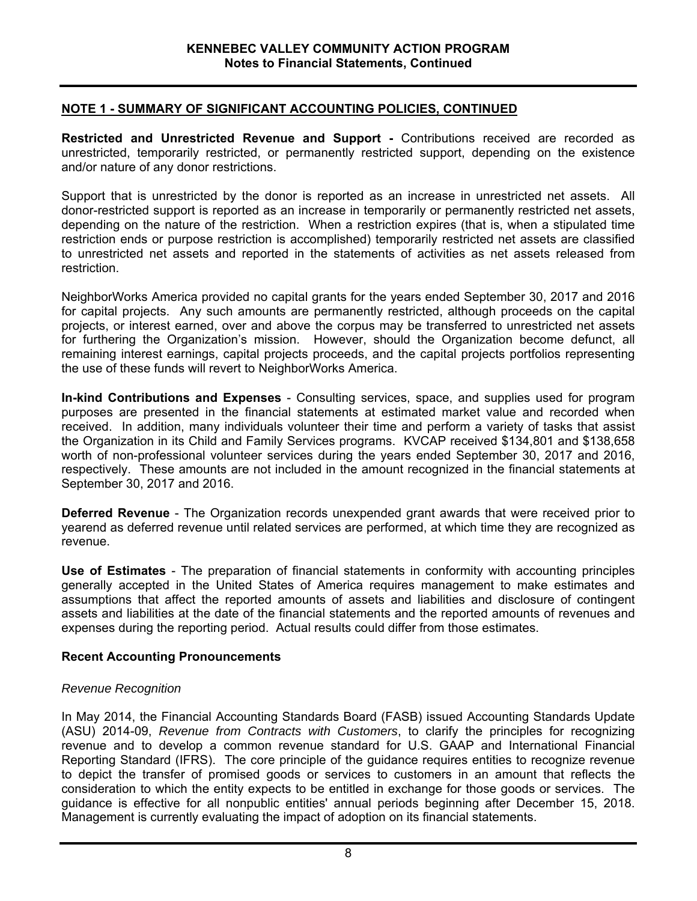## NOTE 1 - SUMMARY OF SIGNIFICANT ACCOUNTING POLICIES, CONTINUED

**Restricted and Unrestricted Revenue and Support -** Contributions received are recorded as unrestricted, temporarily restricted, or permanently restricted support, depending on the existence and/or nature of any donor restrictions.

Support that is unrestricted by the donor is reported as an increase in unrestricted net assets. All donor-restricted support is reported as an increase in temporarily or permanently restricted net assets, depending on the nature of the restriction. When a restriction expires (that is, when a stipulated time restriction ends or purpose restriction is accomplished) temporarily restricted net assets are classified to unrestricted net assets and reported in the statements of activities as net assets released from restriction.

NeighborWorks America provided no capital grants for the years ended September 30, 2017 and 2016 for capital projects. Any such amounts are permanently restricted, although proceeds on the capital projects, or interest earned, over and above the corpus may be transferred to unrestricted net assets for furthering the Organization's mission. However, should the Organization become defunct, all remaining interest earnings, capital projects proceeds, and the capital projects portfolios representing the use of these funds will revert to NeighborWorks America.

**In-kind Contributions and Expenses** - Consulting services, space, and supplies used for program purposes are presented in the financial statements at estimated market value and recorded when received. In addition, many individuals volunteer their time and perform a variety of tasks that assist the Organization in its Child and Family Services programs. KVCAP received $134,801 and $138,658 worth of non-professional volunteer services during the years ended September 30, 2017 and 2016, respectively. These amounts are not included in the amount recognized in the financial statements at September 30, 2017 and 2016.

**Deferred Revenue** - The Organization records unexpended grant awards that were received prior to yearend as deferred revenue until related services are performed, at which time they are recognized as revenue.

**Use of Estimates** - The preparation of financial statements in conformity with accounting principles generally accepted in the United States of America requires management to make estimates and assumptions that affect the reported amounts of assets and liabilities and disclosure of contingent assets and liabilities at the date of the financial statements and the reported amounts of revenues and expenses during the reporting period. Actual results could differ from those estimates.

### Recent Accounting Pronouncements

*Revenue Recognition*

In May 2014, the Financial Accounting Standards Board (FASB) issued Accounting Standards Update (ASU) 2014-09, *Revenue from Contracts with Customers*, to clarify the principles for recognizing revenue and to develop a common revenue standard for U.S. GAAP and International Financial Reporting Standard (IFRS). The core principle of the guidance requires entities to recognize revenue to depict the transfer of promised goods or services to customers in an amount that reflects the consideration to which the entity expects to be entitled in exchange for those goods or services. The guidance is effective for all nonpublic entities' annual periods beginning after December 15, 2018. Management is currently evaluating the impact of adoption on its financial statements.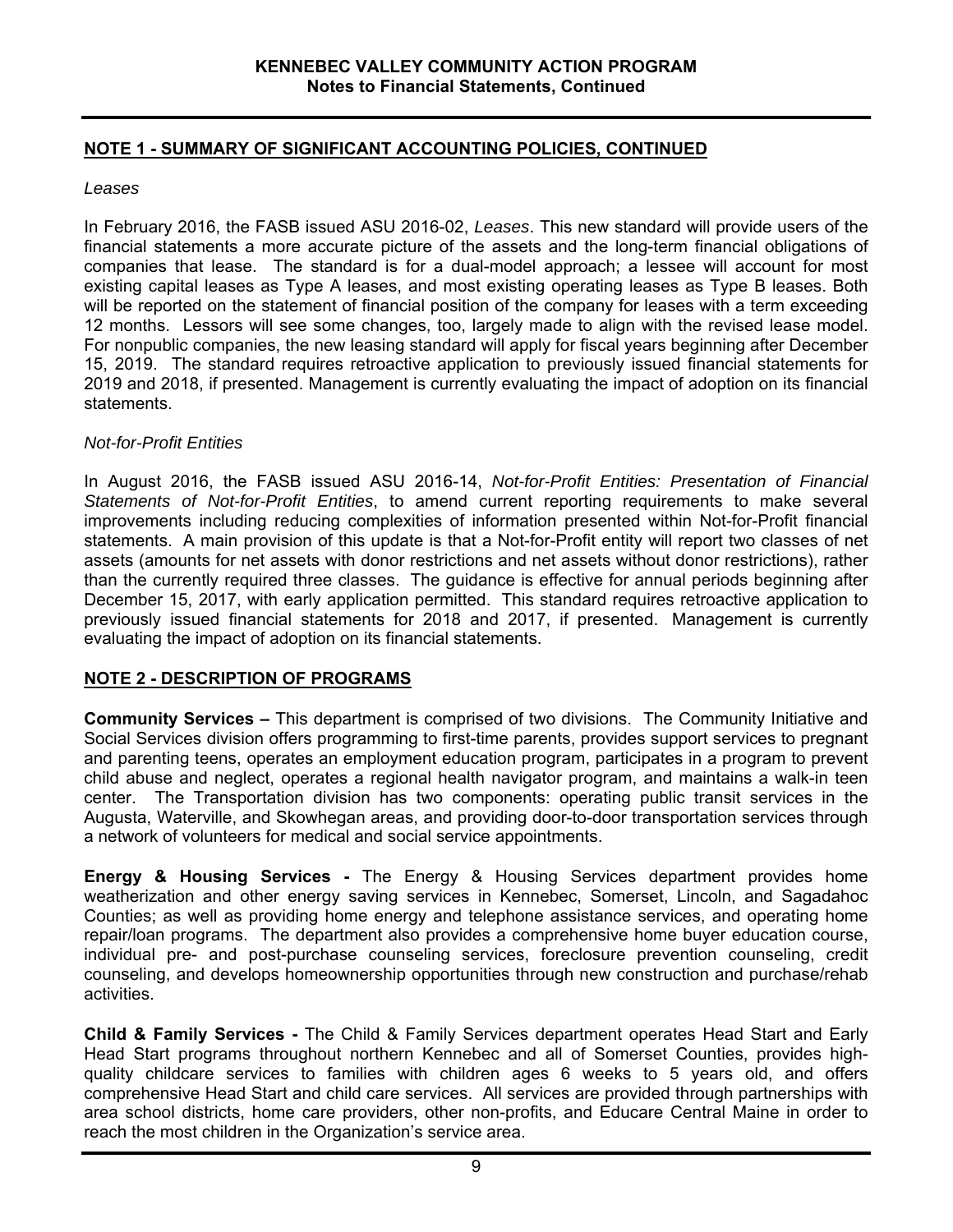## NOTE 1 - SUMMARY OF SIGNIFICANT ACCOUNTING POLICIES, CONTINUED

*Leases*

In February 2016, the FASB issued ASU 2016-02, *Leases*. This new standard will provide users of the financial statements a more accurate picture of the assets and the long-term financial obligations of companies that lease. The standard is for a dual-model approach; a lessee will account for most existing capital leases as Type A leases, and most existing operating leases as Type B leases. Both will be reported on the statement of financial position of the company for leases with a term exceeding 12 months. Lessors will see some changes, too, largely made to align with the revised lease model. For nonpublic companies, the new leasing standard will apply for fiscal years beginning after December 15, 2019. The standard requires retroactive application to previously issued financial statements for 2019 and 2018, if presented. Management is currently evaluating the impact of adoption on its financial statements.

*Not-for-Profit Entities*

In August 2016, the FASB issued ASU 2016-14, *Not-for-Profit Entities: Presentation of Financial Statements of Not-for-Profit Entities*, to amend current reporting requirements to make several improvements including reducing complexities of information presented within Not-for-Profit financial statements. A main provision of this update is that a Not-for-Profit entity will report two classes of net assets (amounts for net assets with donor restrictions and net assets without donor restrictions), rather than the currently required three classes. The guidance is effective for annual periods beginning after December 15, 2017, with early application permitted. This standard requires retroactive application to previously issued financial statements for 2018 and 2017, if presented. Management is currently evaluating the impact of adoption on its financial statements.

## NOTE 2 - DESCRIPTION OF PROGRAMS

**Community Services –** This department is comprised of two divisions. The Community Initiative and Social Services division offers programming to first-time parents, provides support services to pregnant and parenting teens, operates an employment education program, participates in a program to prevent child abuse and neglect, operates a regional health navigator program, and maintains a walk-in teen center. The Transportation division has two components: operating public transit services in the Augusta, Waterville, and Skowhegan areas, and providing door-to-door transportation services through a network of volunteers for medical and social service appointments.

**Energy & Housing Services -** The Energy & Housing Services department provides home weatherization and other energy saving services in Kennebec, Somerset, Lincoln, and Sagadahoc Counties; as well as providing home energy and telephone assistance services, and operating home repair/loan programs. The department also provides a comprehensive home buyer education course, individual pre- and post-purchase counseling services, foreclosure prevention counseling, credit counseling, and develops homeownership opportunities through new construction and purchase/rehab activities.

**Child & Family Services -** The Child & Family Services department operates Head Start and Early Head Start programs throughout northern Kennebec and all of Somerset Counties, provides high-quality childcare services to families with children ages 6 weeks to 5 years old, and offers comprehensive Head Start and child care services. All services are provided through partnerships with area school districts, home care providers, other non-profits, and Educare Central Maine in order to reach the most children in the Organization's service area.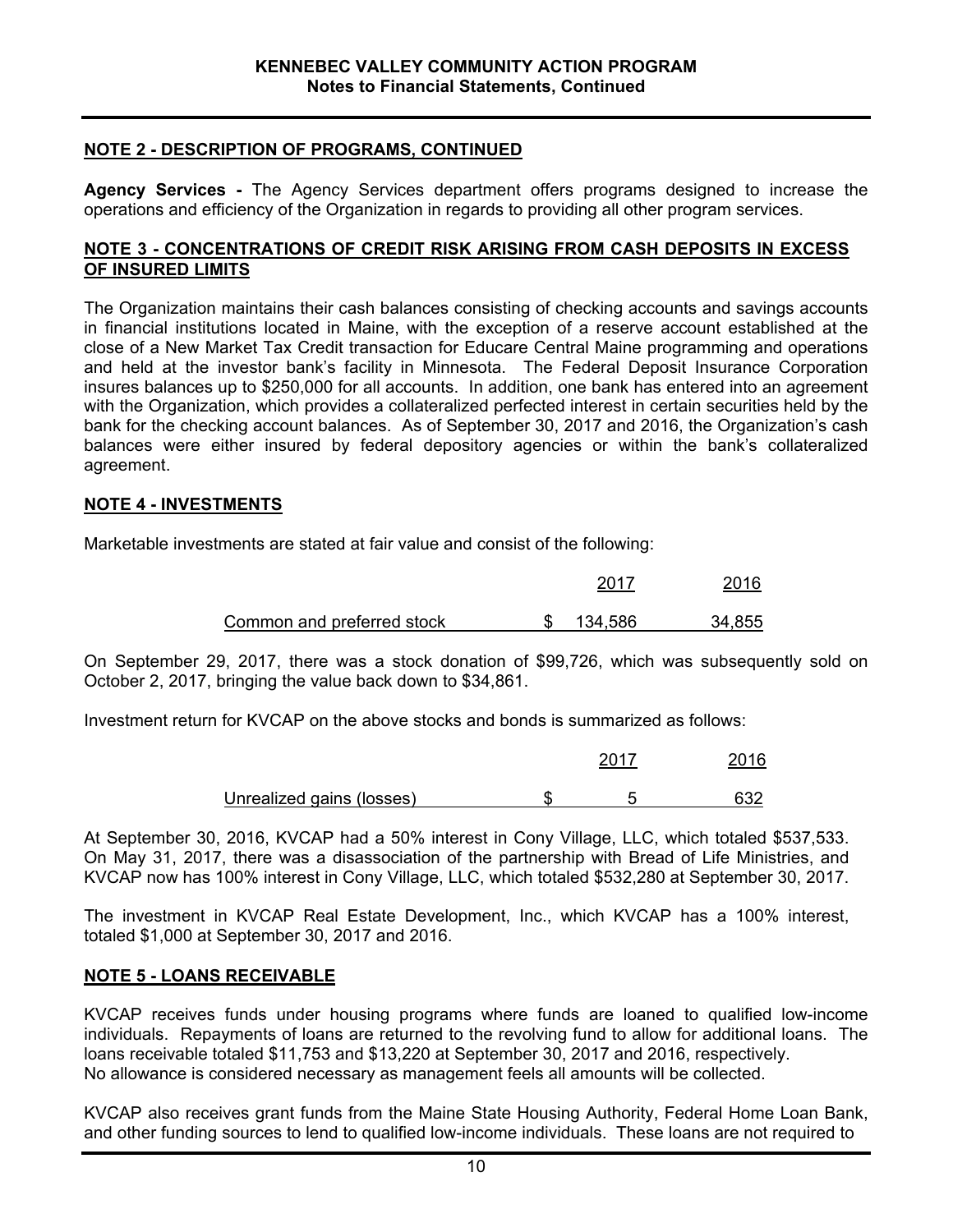## NOTE 2 - DESCRIPTION OF PROGRAMS, CONTINUED

**Agency Services -** The Agency Services department offers programs designed to increase the operations and efficiency of the Organization in regards to providing all other program services.

## NOTE 3 - CONCENTRATIONS OF CREDIT RISK ARISING FROM CASH DEPOSITS IN EXCESS OF INSURED LIMITS

The Organization maintains their cash balances consisting of checking accounts and savings accounts in financial institutions located in Maine, with the exception of a reserve account established at the close of a New Market Tax Credit transaction for Educare Central Maine programming and operations and held at the investor bank's facility in Minnesota. The Federal Deposit Insurance Corporation insures balances up to $250,000 for all accounts. In addition, one bank has entered into an agreement with the Organization, which provides a collateralized perfected interest in certain securities held by the bank for the checking account balances. As of September 30, 2017 and 2016, the Organization's cash balances were either insured by federal depository agencies or within the bank's collateralized agreement.

## NOTE 4 - INVESTMENTS

Marketable investments are stated at fair value and consist of the following:

| | 2017 | 2016 |
|---|---|---|
| Common and preferred stock | $ 134,586 | 34,855 |

On September 29, 2017, there was a stock donation of $99,726, which was subsequently sold on October 2, 2017, bringing the value back down to $34,861.

Investment return for KVCAP on the above stocks and bonds is summarized as follows:

| | 2017 | 2016 |
|---|---|---|
| Unrealized gains (losses) | $ 5 | 632 |

At September 30, 2016, KVCAP had a 50% interest in Cony Village, LLC, which totaled $537,533. On May 31, 2017, there was a disassociation of the partnership with Bread of Life Ministries, and KVCAP now has 100% interest in Cony Village, LLC, which totaled $532,280 at September 30, 2017.

The investment in KVCAP Real Estate Development, Inc., which KVCAP has a 100% interest, totaled $1,000 at September 30, 2017 and 2016.

## NOTE 5 - LOANS RECEIVABLE

KVCAP receives funds under housing programs where funds are loaned to qualified low-income individuals. Repayments of loans are returned to the revolving fund to allow for additional loans. The loans receivable totaled $11,753 and $13,220 at September 30, 2017 and 2016, respectively. No allowance is considered necessary as management feels all amounts will be collected.

KVCAP also receives grant funds from the Maine State Housing Authority, Federal Home Loan Bank, and other funding sources to lend to qualified low-income individuals. These loans are not required to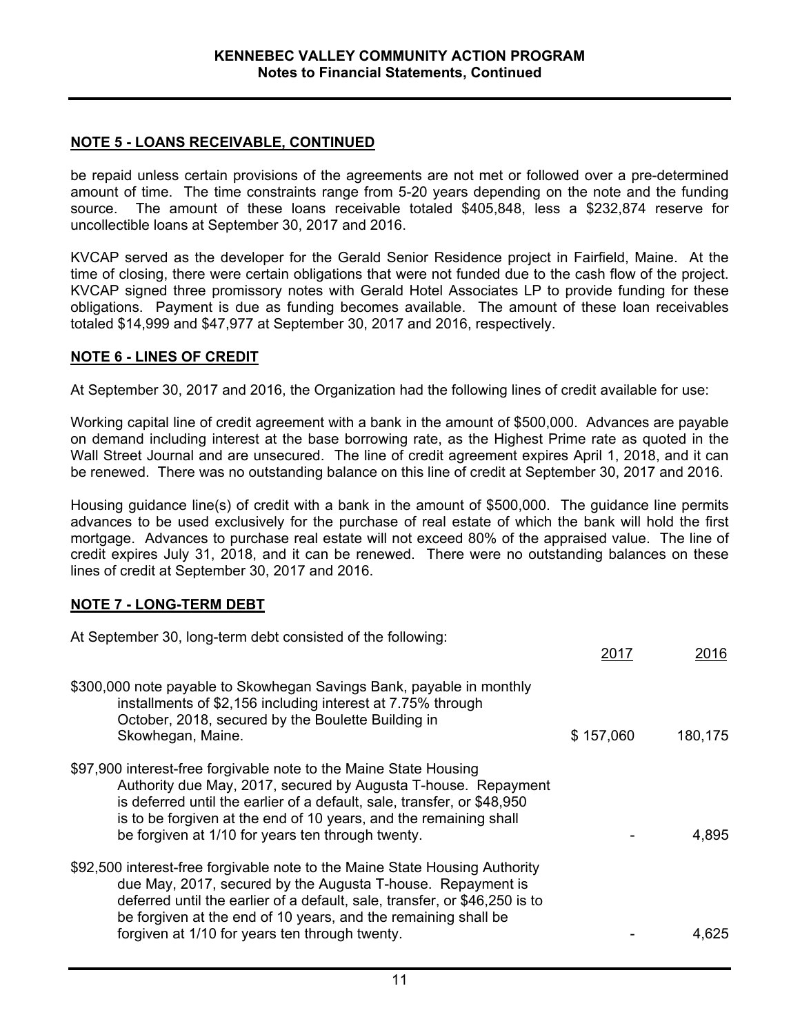## NOTE 5 - LOANS RECEIVABLE, CONTINUED

be repaid unless certain provisions of the agreements are not met or followed over a pre-determined amount of time. The time constraints range from 5-20 years depending on the note and the funding source. The amount of these loans receivable totaled $405,848, less a $232,874 reserve for uncollectible loans at September 30, 2017 and 2016.

KVCAP served as the developer for the Gerald Senior Residence project in Fairfield, Maine. At the time of closing, there were certain obligations that were not funded due to the cash flow of the project. KVCAP signed three promissory notes with Gerald Hotel Associates LP to provide funding for these obligations. Payment is due as funding becomes available. The amount of these loan receivables totaled $14,999 and $47,977 at September 30, 2017 and 2016, respectively.

## NOTE 6 - LINES OF CREDIT

At September 30, 2017 and 2016, the Organization had the following lines of credit available for use:

Working capital line of credit agreement with a bank in the amount of $500,000. Advances are payable on demand including interest at the base borrowing rate, as the Highest Prime rate as quoted in the Wall Street Journal and are unsecured. The line of credit agreement expires April 1, 2018, and it can be renewed. There was no outstanding balance on this line of credit at September 30, 2017 and 2016.

Housing guidance line(s) of credit with a bank in the amount of $500,000. The guidance line permits advances to be used exclusively for the purchase of real estate of which the bank will hold the first mortgage. Advances to purchase real estate will not exceed 80% of the appraised value. The line of credit expires July 31, 2018, and it can be renewed. There were no outstanding balances on these lines of credit at September 30, 2017 and 2016.

## NOTE 7 - LONG-TERM DEBT

At September 30, long-term debt consisted of the following:

| | 2017 | 2016 |
|---|---|---|
| $300,000 note payable to Skowhegan Savings Bank, payable in monthly installments of $2,156 including interest at 7.75% through October, 2018, secured by the Boulette Building in Skowhegan, Maine. | $ 157,060 | 180,175 |
| $97,900 interest-free forgivable note to the Maine State Housing Authority due May, 2017, secured by Augusta T-house. Repayment is deferred until the earlier of a default, sale, transfer, or $48,950 is to be forgiven at the end of 10 years, and the remaining shall be forgiven at 1/10 for years ten through twenty. | - | 4,895 |
| $92,500 interest-free forgivable note to the Maine State Housing Authority due May, 2017, secured by the Augusta T-house. Repayment is deferred until the earlier of a default, sale, transfer, or $46,250 is to be forgiven at the end of 10 years, and the remaining shall be forgiven at 1/10 for years ten through twenty. | - | 4,625 |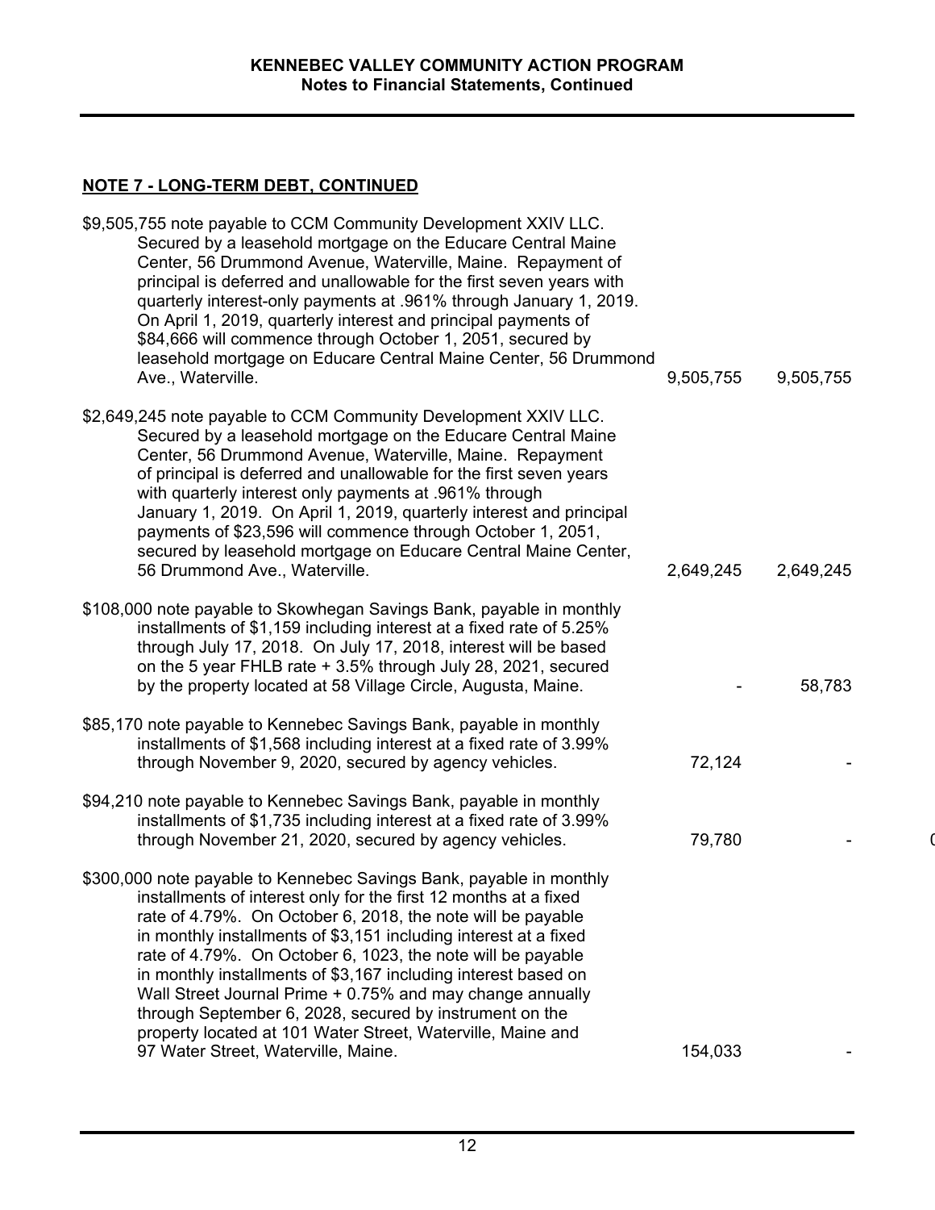**NOTE 7 - LONG-TERM DEBT, CONTINUED**

| | | |
|---|---|---|
| $9,505,755 note payable to CCM Community Development XXIV LLC. Secured by a leasehold mortgage on the Educare Central Maine Center, 56 Drummond Avenue, Waterville, Maine. Repayment of principal is deferred and unallowable for the first seven years with quarterly interest-only payments at .961% through January 1, 2019. On April 1, 2019, quarterly interest and principal payments of $84,666 will commence through October 1, 2051, secured by leasehold mortgage on Educare Central Maine Center, 56 Drummond Ave., Waterville. | 9,505,755 | 9,505,755 |
| $2,649,245 note payable to CCM Community Development XXIV LLC. Secured by a leasehold mortgage on the Educare Central Maine Center, 56 Drummond Avenue, Waterville, Maine. Repayment of principal is deferred and unallowable for the first seven years with quarterly interest only payments at .961% through January 1, 2019. On April 1, 2019, quarterly interest and principal payments of $23,596 will commence through October 1, 2051, secured by leasehold mortgage on Educare Central Maine Center, 56 Drummond Ave., Waterville. | 2,649,245 | 2,649,245 |
| $108,000 note payable to Skowhegan Savings Bank, payable in monthly installments of $1,159 including interest at a fixed rate of 5.25% through July 17, 2018. On July 17, 2018, interest will be based on the 5 year FHLB rate + 3.5% through July 28, 2021, secured by the property located at 58 Village Circle, Augusta, Maine. | - | 58,783 |
| $85,170 note payable to Kennebec Savings Bank, payable in monthly installments of $1,568 including interest at a fixed rate of 3.99% through November 9, 2020, secured by agency vehicles. | 72,124 | - |
| $94,210 note payable to Kennebec Savings Bank, payable in monthly installments of $1,735 including interest at a fixed rate of 3.99% through November 21, 2020, secured by agency vehicles. | 79,780 | - |
| $300,000 note payable to Kennebec Savings Bank, payable in monthly installments of interest only for the first 12 months at a fixed rate of 4.79%. On October 6, 2018, the note will be payable in monthly installments of $3,151 including interest at a fixed rate of 4.79%. On October 6, 1023, the note will be payable in monthly installments of $3,167 including interest based on Wall Street Journal Prime + 0.75% and may change annually through September 6, 2028, secured by instrument on the property located at 101 Water Street, Waterville, Maine and 97 Water Street, Waterville, Maine. | 154,033 | - |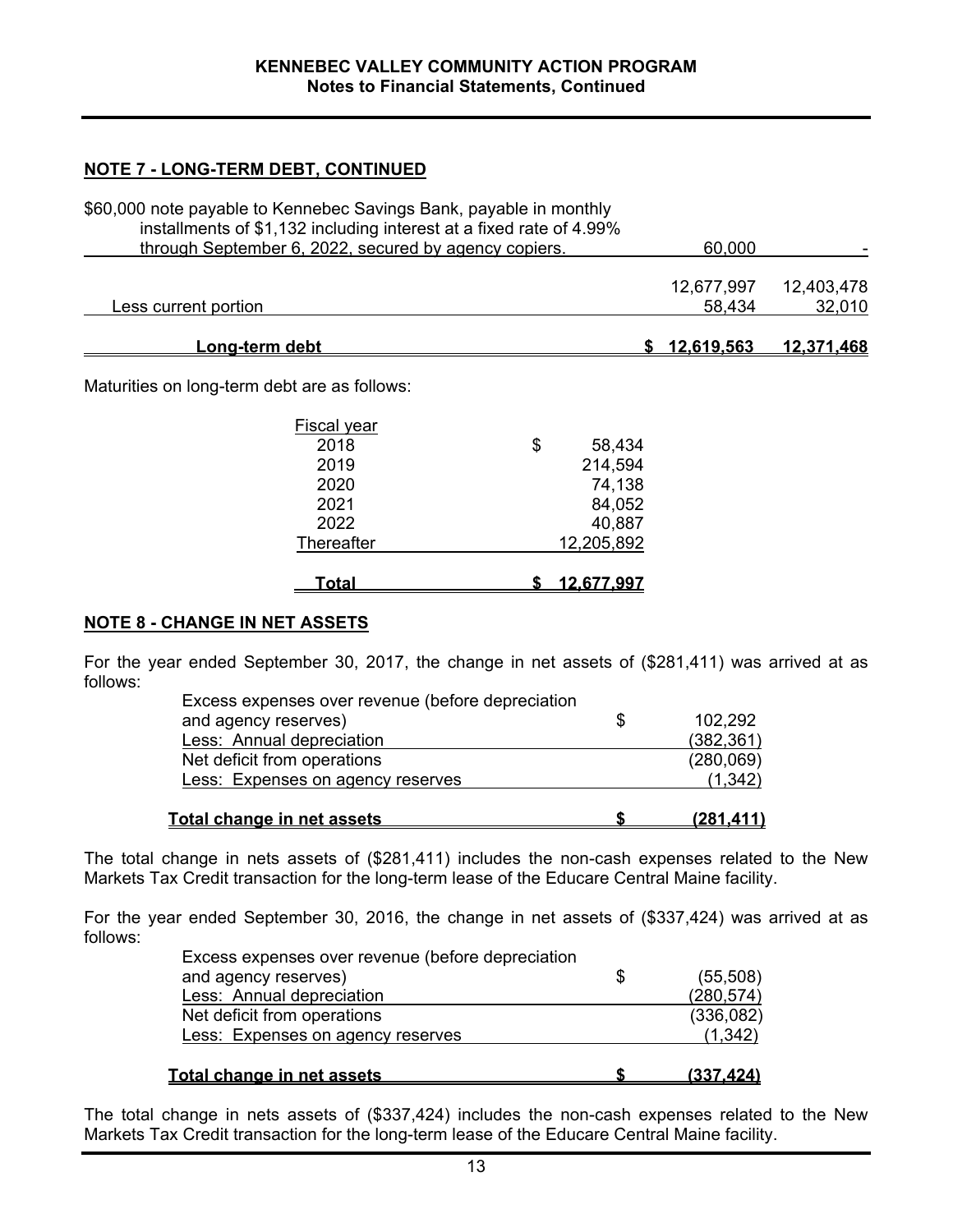KENNEBEC VALLEY COMMUNITY ACTION PROGRAM
Notes to Financial Statements, Continued

## NOTE 7 - LONG-TERM DEBT, CONTINUED

| | | |
|---|---|---|
| $60,000 note payable to Kennebec Savings Bank, payable in monthly installments of $1,132 including interest at a fixed rate of 4.99% through September 6, 2022, secured by agency copiers. | 60,000 | - |
| | 12,677,997 | 12,403,478 |
| Less current portion | 58,434 | 32,010 |
| **Long-term debt** | **$ 12,619,563** | **12,371,468** |

Maturities on long-term debt are as follows:

| Fiscal year | |
|---|---|
| 2018 | $ 58,434 |
| 2019 | 214,594 |
| 2020 | 74,138 |
| 2021 | 84,052 |
| 2022 | 40,887 |
| Thereafter | 12,205,892 |
| **Total** | **$ 12,677,997** |

## NOTE 8 - CHANGE IN NET ASSETS

For the year ended September 30, 2017, the change in net assets of ($281,411) was arrived at as follows:

| | |
|---|---|
| Excess expenses over revenue (before depreciation and agency reserves) | $ 102,292 |
| Less: Annual depreciation | (382,361) |
| Net deficit from operations | (280,069) |
| Less: Expenses on agency reserves | (1,342) |
| **Total change in net assets** | **$ (281,411)** |

The total change in nets assets of ($281,411) includes the non-cash expenses related to the New Markets Tax Credit transaction for the long-term lease of the Educare Central Maine facility.

For the year ended September 30, 2016, the change in net assets of ($337,424) was arrived at as follows:

| | |
|---|---|
| Excess expenses over revenue (before depreciation and agency reserves) | $ (55,508) |
| Less: Annual depreciation | (280,574) |
| Net deficit from operations | (336,082) |
| Less: Expenses on agency reserves | (1,342) |
| **Total change in net assets** | **$ (337,424)** |

The total change in nets assets of ($337,424) includes the non-cash expenses related to the New Markets Tax Credit transaction for the long-term lease of the Educare Central Maine facility.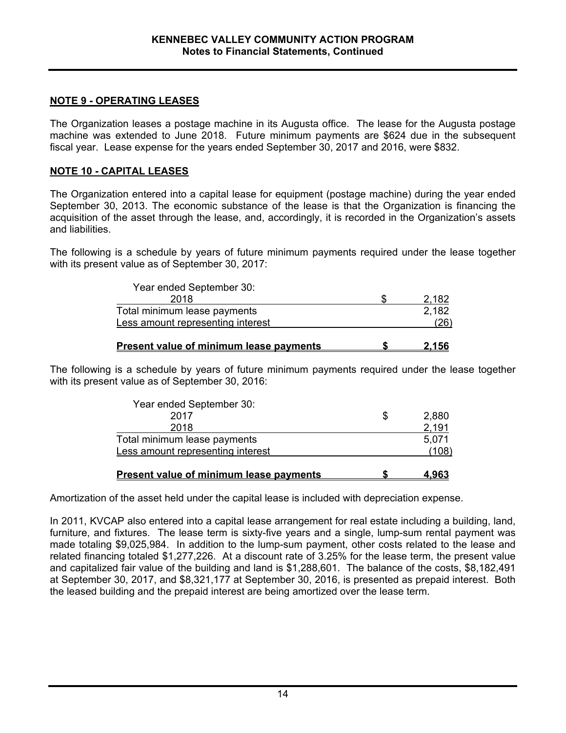## NOTE 9 - OPERATING LEASES

The Organization leases a postage machine in its Augusta office. The lease for the Augusta postage machine was extended to June 2018. Future minimum payments are $624 due in the subsequent fiscal year. Lease expense for the years ended September 30, 2017 and 2016, were $832.

## NOTE 10 - CAPITAL LEASES

The Organization entered into a capital lease for equipment (postage machine) during the year ended September 30, 2013. The economic substance of the lease is that the Organization is financing the acquisition of the asset through the lease, and, accordingly, it is recorded in the Organization's assets and liabilities.

The following is a schedule by years of future minimum payments required under the lease together with its present value as of September 30, 2017:

| | | |
|---|---|---|
| Year ended September 30: | | |
| 2018 | $ | 2,182 |
| Total minimum lease payments | | 2,182 |
| Less amount representing interest | | (26) |
| **Present value of minimum lease payments** | **$** | **2,156** |

The following is a schedule by years of future minimum payments required under the lease together with its present value as of September 30, 2016:

| | | |
|---|---|---|
| Year ended September 30: | | |
| 2017 | $ | 2,880 |
| 2018 | | 2,191 |
| Total minimum lease payments | | 5,071 |
| Less amount representing interest | | (108) |
| **Present value of minimum lease payments** | **$** | **4,963** |

Amortization of the asset held under the capital lease is included with depreciation expense.

In 2011, KVCAP also entered into a capital lease arrangement for real estate including a building, land, furniture, and fixtures. The lease term is sixty-five years and a single, lump-sum rental payment was made totaling $9,025,984. In addition to the lump-sum payment, other costs related to the lease and related financing totaled $1,277,226. At a discount rate of 3.25% for the lease term, the present value and capitalized fair value of the building and land is $1,288,601. The balance of the costs, $8,182,491 at September 30, 2017, and $8,321,177 at September 30, 2016, is presented as prepaid interest. Both the leased building and the prepaid interest are being amortized over the lease term.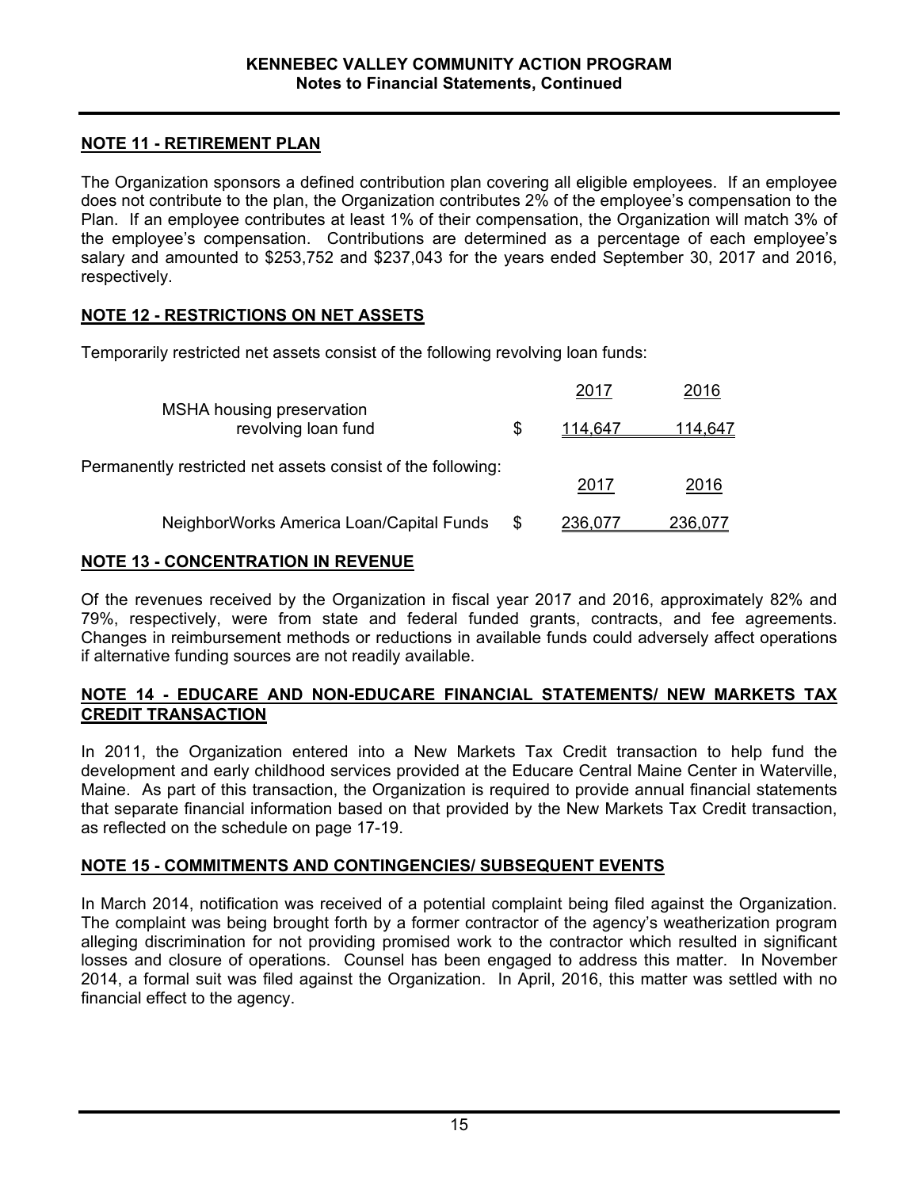## NOTE 11 - RETIREMENT PLAN

The Organization sponsors a defined contribution plan covering all eligible employees. If an employee does not contribute to the plan, the Organization contributes 2% of the employee's compensation to the Plan. If an employee contributes at least 1% of their compensation, the Organization will match 3% of the employee's compensation. Contributions are determined as a percentage of each employee's salary and amounted to $253,752 and $237,043 for the years ended September 30, 2017 and 2016, respectively.

## NOTE 12 - RESTRICTIONS ON NET ASSETS

Temporarily restricted net assets consist of the following revolving loan funds:

| | | 2017 | 2016 |
|---|---|---|---|
| MSHA housing preservation revolving loan fund | $ | 114,647 | 114,647 |

Permanently restricted net assets consist of the following:

| | | 2017 | 2016 |
|---|---|---|---|
| NeighborWorks America Loan/Capital Funds | $ | 236,077 | 236,077 |

## NOTE 13 - CONCENTRATION IN REVENUE

Of the revenues received by the Organization in fiscal year 2017 and 2016, approximately 82% and 79%, respectively, were from state and federal funded grants, contracts, and fee agreements. Changes in reimbursement methods or reductions in available funds could adversely affect operations if alternative funding sources are not readily available.

## NOTE 14 - EDUCARE AND NON-EDUCARE FINANCIAL STATEMENTS/ NEW MARKETS TAX CREDIT TRANSACTION

In 2011, the Organization entered into a New Markets Tax Credit transaction to help fund the development and early childhood services provided at the Educare Central Maine Center in Waterville, Maine. As part of this transaction, the Organization is required to provide annual financial statements that separate financial information based on that provided by the New Markets Tax Credit transaction, as reflected on the schedule on page 17-19.

## NOTE 15 - COMMITMENTS AND CONTINGENCIES/ SUBSEQUENT EVENTS

In March 2014, notification was received of a potential complaint being filed against the Organization. The complaint was being brought forth by a former contractor of the agency's weatherization program alleging discrimination for not providing promised work to the contractor which resulted in significant losses and closure of operations. Counsel has been engaged to address this matter. In November 2014, a formal suit was filed against the Organization. In April, 2016, this matter was settled with no financial effect to the agency.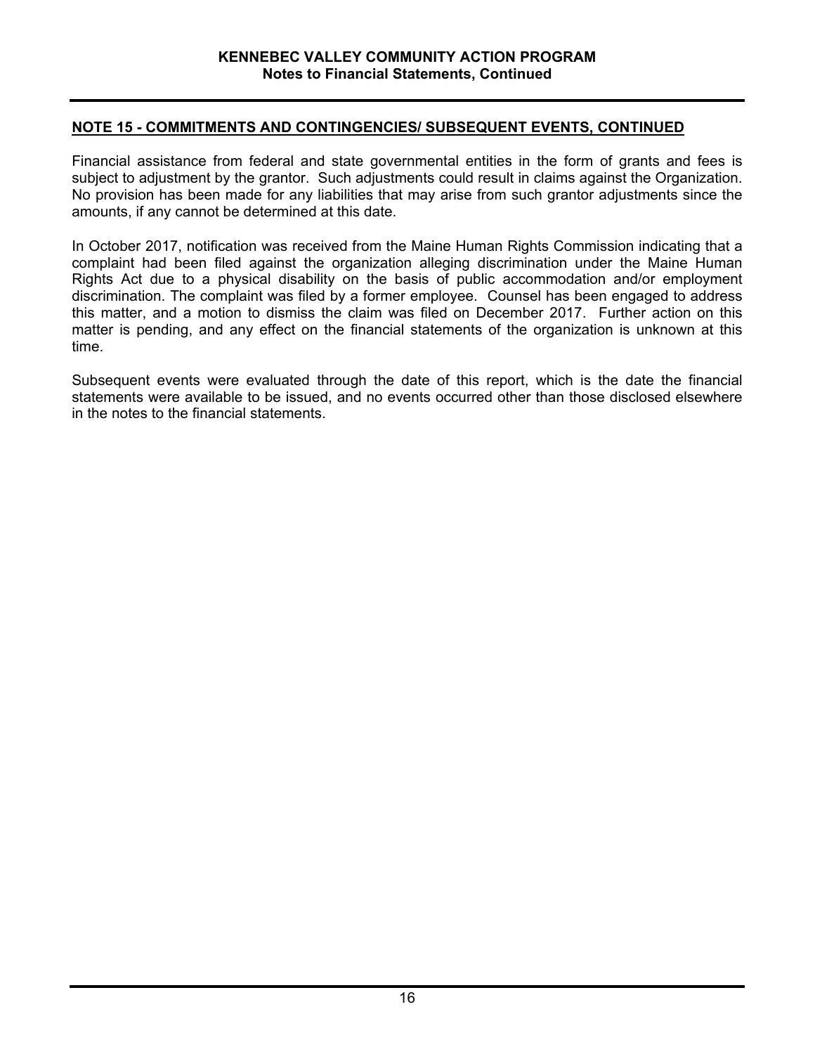## NOTE 15 - COMMITMENTS AND CONTINGENCIES/ SUBSEQUENT EVENTS, CONTINUED

Financial assistance from federal and state governmental entities in the form of grants and fees is subject to adjustment by the grantor. Such adjustments could result in claims against the Organization. No provision has been made for any liabilities that may arise from such grantor adjustments since the amounts, if any cannot be determined at this date.

In October 2017, notification was received from the Maine Human Rights Commission indicating that a complaint had been filed against the organization alleging discrimination under the Maine Human Rights Act due to a physical disability on the basis of public accommodation and/or employment discrimination. The complaint was filed by a former employee. Counsel has been engaged to address this matter, and a motion to dismiss the claim was filed on December 2017. Further action on this matter is pending, and any effect on the financial statements of the organization is unknown at this time.

Subsequent events were evaluated through the date of this report, which is the date the financial statements were available to be issued, and no events occurred other than those disclosed elsewhere in the notes to the financial statements.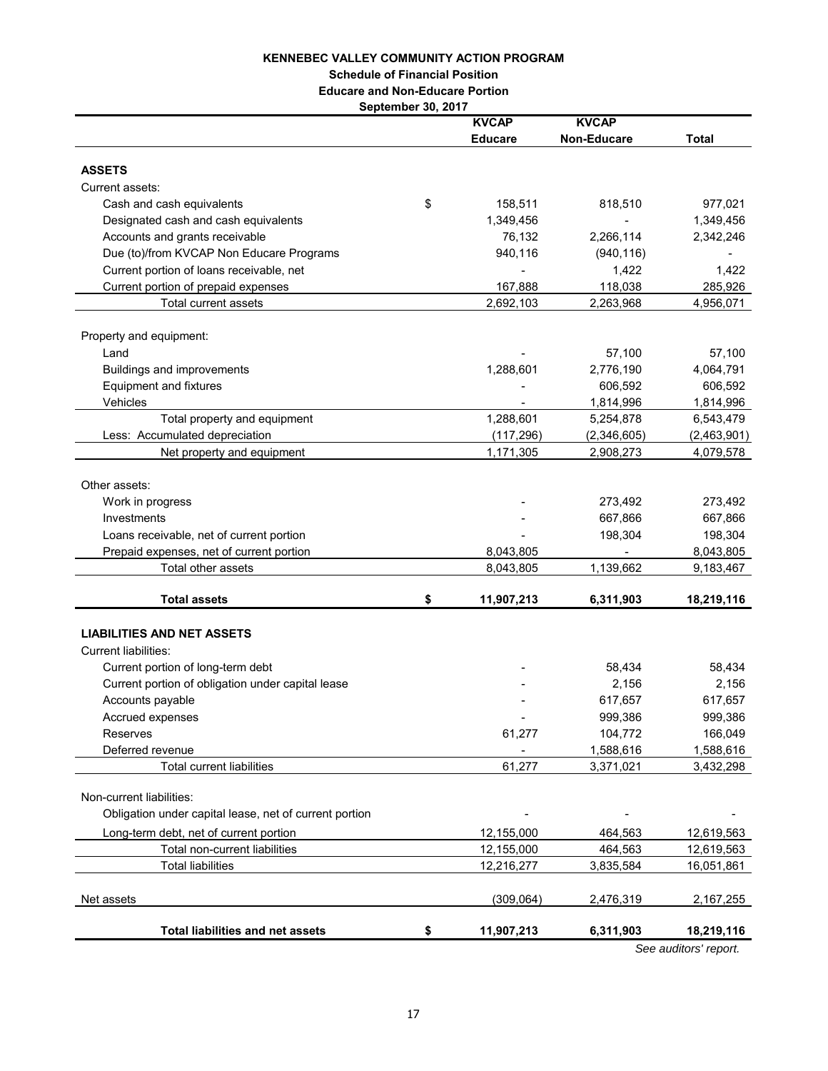**KENNEBEC VALLEY COMMUNITY ACTION PROGRAM**

**Schedule of Financial Position**

**Educare and Non-Educare Portion**

**September 30, 2017**

| | KVCAP Educare | KVCAP Non-Educare | Total |
|---|---|---|---|
| **ASSETS** | | | |
| Current assets: | | | |
| Cash and cash equivalents | $ 158,511 | 818,510 | 977,021 |
| Designated cash and cash equivalents | 1,349,456 | - | 1,349,456 |
| Accounts and grants receivable | 76,132 | 2,266,114 | 2,342,246 |
| Due (to)/from KVCAP Non Educare Programs | 940,116 | (940,116) | - |
| Current portion of loans receivable, net | - | 1,422 | 1,422 |
| Current portion of prepaid expenses | 167,888 | 118,038 | 285,926 |
| Total current assets | 2,692,103 | 2,263,968 | 4,956,071 |
| Property and equipment: | | | |
| Land | - | 57,100 | 57,100 |
| Buildings and improvements | 1,288,601 | 2,776,190 | 4,064,791 |
| Equipment and fixtures | - | 606,592 | 606,592 |
| Vehicles | - | 1,814,996 | 1,814,996 |
| Total property and equipment | 1,288,601 | 5,254,878 | 6,543,479 |
| Less: Accumulated depreciation | (117,296) | (2,346,605) | (2,463,901) |
| Net property and equipment | 1,171,305 | 2,908,273 | 4,079,578 |
| Other assets: | | | |
| Work in progress | - | 273,492 | 273,492 |
| Investments | - | 667,866 | 667,866 |
| Loans receivable, net of current portion | - | 198,304 | 198,304 |
| Prepaid expenses, net of current portion | 8,043,805 | - | 8,043,805 |
| Total other assets | 8,043,805 | 1,139,662 | 9,183,467 |
| **Total assets** | **$ 11,907,213** | **6,311,903** | **18,219,116** |
| **LIABILITIES AND NET ASSETS** | | | |
| Current liabilities: | | | |
| Current portion of long-term debt | - | 58,434 | 58,434 |
| Current portion of obligation under capital lease | - | 2,156 | 2,156 |
| Accounts payable | - | 617,657 | 617,657 |
| Accrued expenses | - | 999,386 | 999,386 |
| Reserves | 61,277 | 104,772 | 166,049 |
| Deferred revenue | - | 1,588,616 | 1,588,616 |
| Total current liabilities | 61,277 | 3,371,021 | 3,432,298 |
| Non-current liabilities: | | | |
| Obligation under capital lease, net of current portion | - | - | - |
| Long-term debt, net of current portion | 12,155,000 | 464,563 | 12,619,563 |
| Total non-current liabilities | 12,155,000 | 464,563 | 12,619,563 |
| Total liabilities | 12,216,277 | 3,835,584 | 16,051,861 |
| Net assets | (309,064) | 2,476,319 | 2,167,255 |
| **Total liabilities and net assets** | **$ 11,907,213** | **6,311,903** | **18,219,116** |

*See auditors' report.*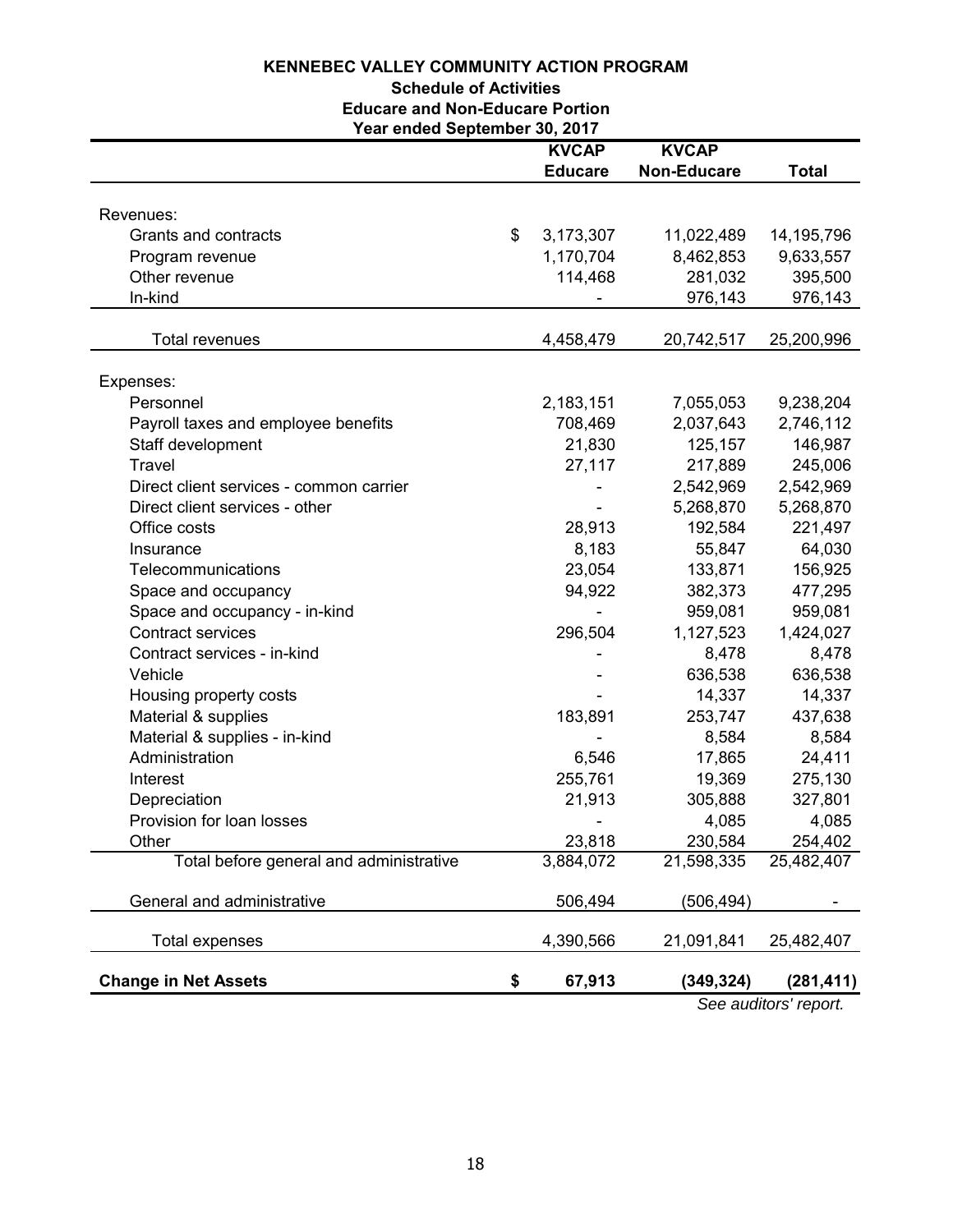**KENNEBEC VALLEY COMMUNITY ACTION PROGRAM**
**Schedule of Activities**
**Educare and Non-Educare Portion**
**Year ended September 30, 2017**

| | KVCAP Educare | KVCAP Non-Educare | Total |
|---|---|---|---|
| Revenues: | | | |
| Grants and contracts | $ 3,173,307 | 11,022,489 | 14,195,796 |
| Program revenue | 1,170,704 | 8,462,853 | 9,633,557 |
| Other revenue | 114,468 | 281,032 | 395,500 |
| In-kind | - | 976,143 | 976,143 |
| Total revenues | 4,458,479 | 20,742,517 | 25,200,996 |
| Expenses: | | | |
| Personnel | 2,183,151 | 7,055,053 | 9,238,204 |
| Payroll taxes and employee benefits | 708,469 | 2,037,643 | 2,746,112 |
| Staff development | 21,830 | 125,157 | 146,987 |
| Travel | 27,117 | 217,889 | 245,006 |
| Direct client services - common carrier | - | 2,542,969 | 2,542,969 |
| Direct client services - other | - | 5,268,870 | 5,268,870 |
| Office costs | 28,913 | 192,584 | 221,497 |
| Insurance | 8,183 | 55,847 | 64,030 |
| Telecommunications | 23,054 | 133,871 | 156,925 |
| Space and occupancy | 94,922 | 382,373 | 477,295 |
| Space and occupancy - in-kind | - | 959,081 | 959,081 |
| Contract services | 296,504 | 1,127,523 | 1,424,027 |
| Contract services - in-kind | - | 8,478 | 8,478 |
| Vehicle | - | 636,538 | 636,538 |
| Housing property costs | - | 14,337 | 14,337 |
| Material & supplies | 183,891 | 253,747 | 437,638 |
| Material & supplies - in-kind | - | 8,584 | 8,584 |
| Administration | 6,546 | 17,865 | 24,411 |
| Interest | 255,761 | 19,369 | 275,130 |
| Depreciation | 21,913 | 305,888 | 327,801 |
| Provision for loan losses | - | 4,085 | 4,085 |
| Other | 23,818 | 230,584 | 254,402 |
| Total before general and administrative | 3,884,072 | 21,598,335 | 25,482,407 |
| General and administrative | 506,494 | (506,494) | - |
| Total expenses | 4,390,566 | 21,091,841 | 25,482,407 |
| **Change in Net Assets** | **$ 67,913** | **(349,324)** | **(281,411)** |

*See auditors' report.*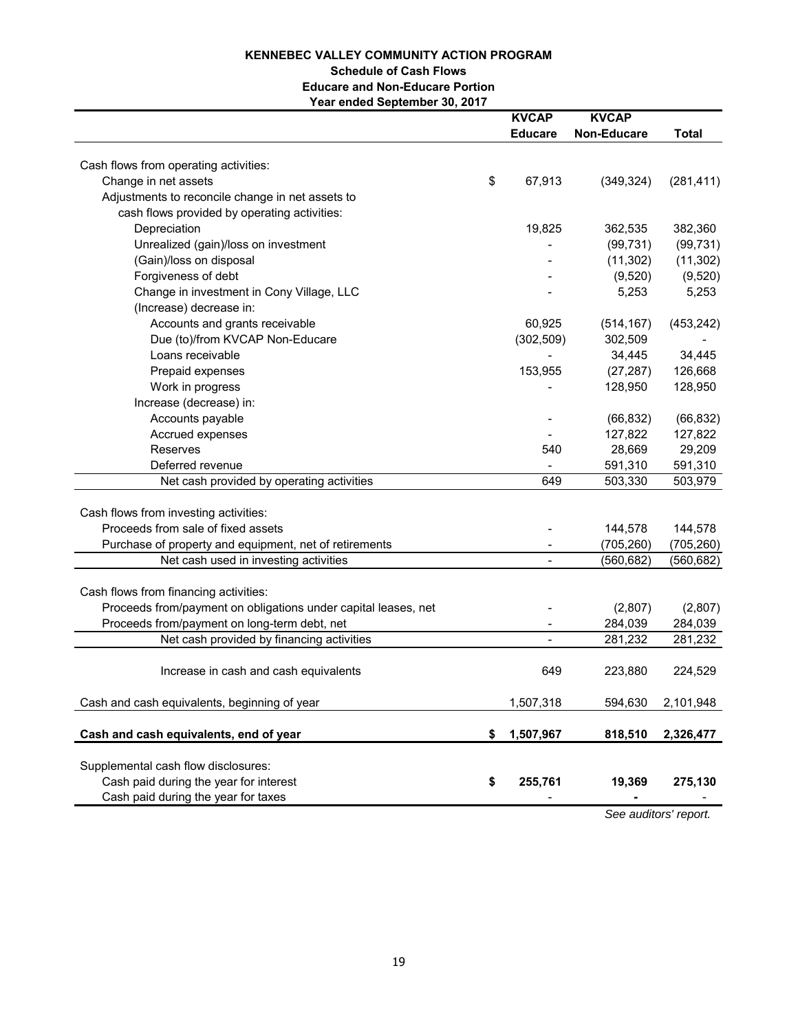# KENNEBEC VALLEY COMMUNITY ACTION PROGRAM

## Schedule of Cash Flows

## Educare and Non-Educare Portion

## Year ended September 30, 2017

| | KVCAP Educare | KVCAP Non-Educare | Total |
|---|---|---|---|
| Cash flows from operating activities: | | | |
| Change in net assets | $ 67,913 | (349,324) | (281,411) |
| Adjustments to reconcile change in net assets to cash flows provided by operating activities: | | | |
| Depreciation | 19,825 | 362,535 | 382,360 |
| Unrealized (gain)/loss on investment | - | (99,731) | (99,731) |
| (Gain)/loss on disposal | - | (11,302) | (11,302) |
| Forgiveness of debt | - | (9,520) | (9,520) |
| Change in investment in Cony Village, LLC | - | 5,253 | 5,253 |
| (Increase) decrease in: | | | |
| Accounts and grants receivable | 60,925 | (514,167) | (453,242) |
| Due (to)/from KVCAP Non-Educare | (302,509) | 302,509 | - |
| Loans receivable | - | 34,445 | 34,445 |
| Prepaid expenses | 153,955 | (27,287) | 126,668 |
| Work in progress | - | 128,950 | 128,950 |
| Increase (decrease) in: | | | |
| Accounts payable | - | (66,832) | (66,832) |
| Accrued expenses | - | 127,822 | 127,822 |
| Reserves | 540 | 28,669 | 29,209 |
| Deferred revenue | - | 591,310 | 591,310 |
| Net cash provided by operating activities | 649 | 503,330 | 503,979 |
| Cash flows from investing activities: | | | |
| Proceeds from sale of fixed assets | - | 144,578 | 144,578 |
| Purchase of property and equipment, net of retirements | - | (705,260) | (705,260) |
| Net cash used in investing activities | - | (560,682) | (560,682) |
| Cash flows from financing activities: | | | |
| Proceeds from/payment on obligations under capital leases, net | - | (2,807) | (2,807) |
| Proceeds from/payment on long-term debt, net | - | 284,039 | 284,039 |
| Net cash provided by financing activities | - | 281,232 | 281,232 |
| Increase in cash and cash equivalents | 649 | 223,880 | 224,529 |
| Cash and cash equivalents, beginning of year | 1,507,318 | 594,630 | 2,101,948 |
| **Cash and cash equivalents, end of year** | **$ 1,507,967** | **818,510** | **2,326,477** |
| Supplemental cash flow disclosures: | | | |
| Cash paid during the year for interest | **$ 255,761** | **19,369** | **275,130** |
| Cash paid during the year for taxes | - | - | - |

*See auditors' report.*